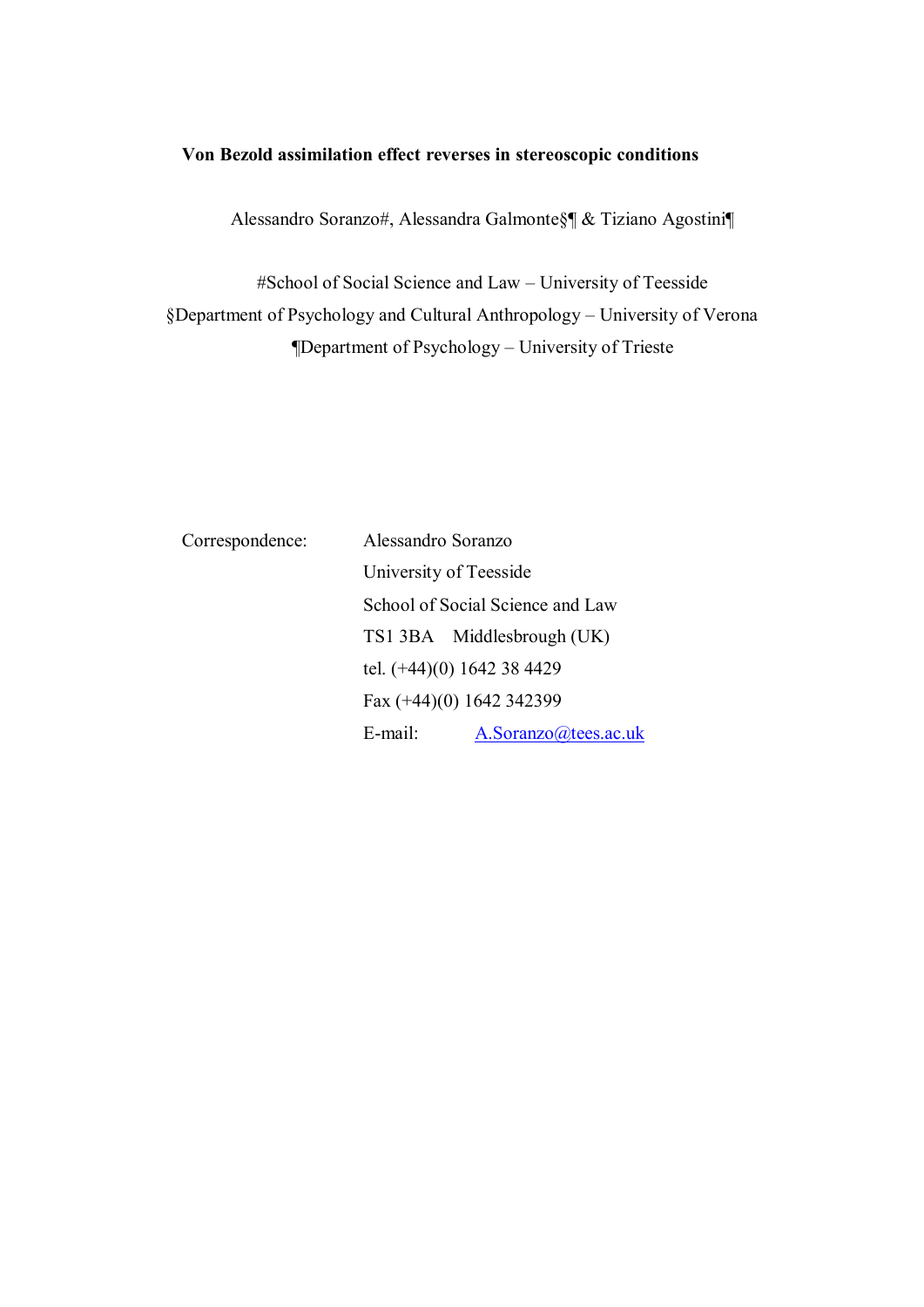**Von Bezold assimilation effect reverses in stereoscopic conditions**

Alessandro Soranzo#, Alessandra Galmonte§¶ & Tiziano Agostini¶

#School of Social Science and Law – University of Teesside
§Department of Psychology and Cultural Anthropology – University of Verona
¶Department of Psychology – University of Trieste

Correspondence: Alessandro Soranzo
University of Teesside
School of Social Science and Law
TS1 3BA Middlesbrough (UK)
tel. (+44)(0) 1642 38 4429
Fax (+44)(0) 1642 342399
E-mail: A.Soranzo@tees.ac.uk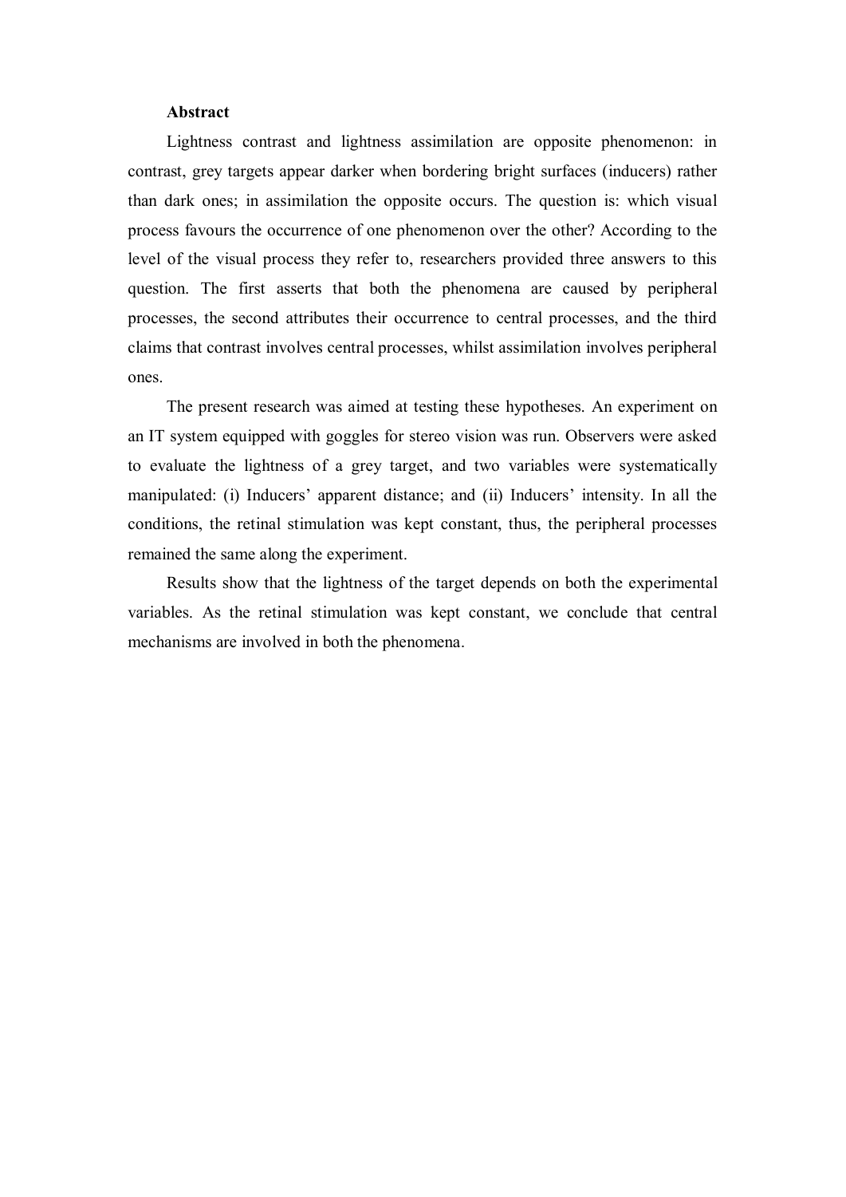## Abstract

Lightness contrast and lightness assimilation are opposite phenomenon: in contrast, grey targets appear darker when bordering bright surfaces (inducers) rather than dark ones; in assimilation the opposite occurs. The question is: which visual process favours the occurrence of one phenomenon over the other? According to the level of the visual process they refer to, researchers provided three answers to this question. The first asserts that both the phenomena are caused by peripheral processes, the second attributes their occurrence to central processes, and the third claims that contrast involves central processes, whilst assimilation involves peripheral ones.

The present research was aimed at testing these hypotheses. An experiment on an IT system equipped with goggles for stereo vision was run. Observers were asked to evaluate the lightness of a grey target, and two variables were systematically manipulated: (i) Inducers' apparent distance; and (ii) Inducers' intensity. In all the conditions, the retinal stimulation was kept constant, thus, the peripheral processes remained the same along the experiment.

Results show that the lightness of the target depends on both the experimental variables. As the retinal stimulation was kept constant, we conclude that central mechanisms are involved in both the phenomena.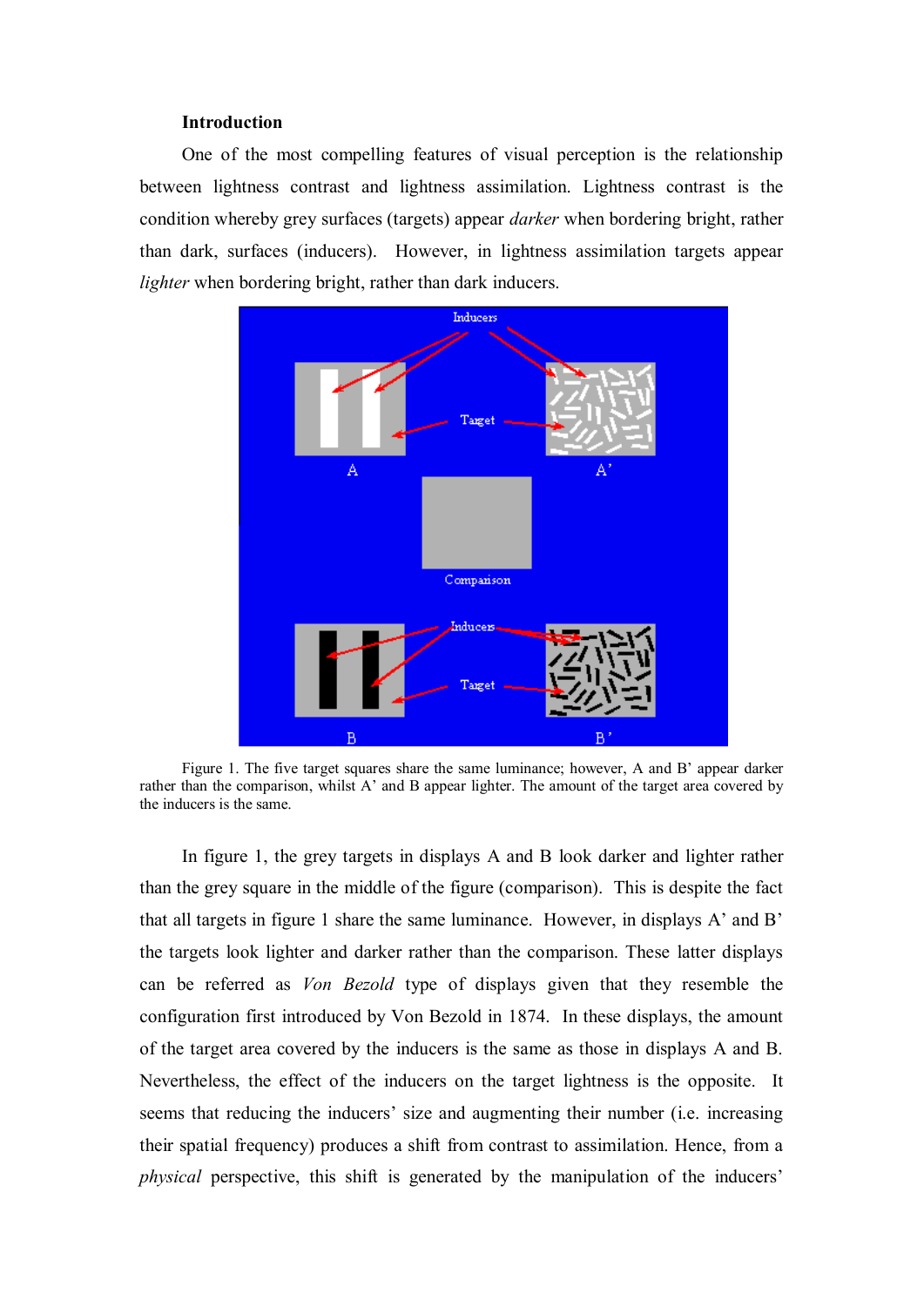**Introduction**

One of the most compelling features of visual perception is the relationship between lightness contrast and lightness assimilation. Lightness contrast is the condition whereby grey surfaces (targets) appear *darker* when bordering bright, rather than dark, surfaces (inducers). However, in lightness assimilation targets appear *lighter* when bordering bright, rather than dark inducers.

Figure 1. The five target squares share the same luminance; however, A and B' appear darker rather than the comparison, whilst A' and B appear lighter. The amount of the target area covered by the inducers is the same.

In figure 1, the grey targets in displays A and B look darker and lighter rather than the grey square in the middle of the figure (comparison). This is despite the fact that all targets in figure 1 share the same luminance. However, in displays A' and B' the targets look lighter and darker rather than the comparison. These latter displays can be referred as *Von Bezold* type of displays given that they resemble the configuration first introduced by Von Bezold in 1874. In these displays, the amount of the target area covered by the inducers is the same as those in displays A and B. Nevertheless, the effect of the inducers on the target lightness is the opposite. It seems that reducing the inducers' size and augmenting their number (i.e. increasing their spatial frequency) produces a shift from contrast to assimilation. Hence, from a *physical* perspective, this shift is generated by the manipulation of the inducers'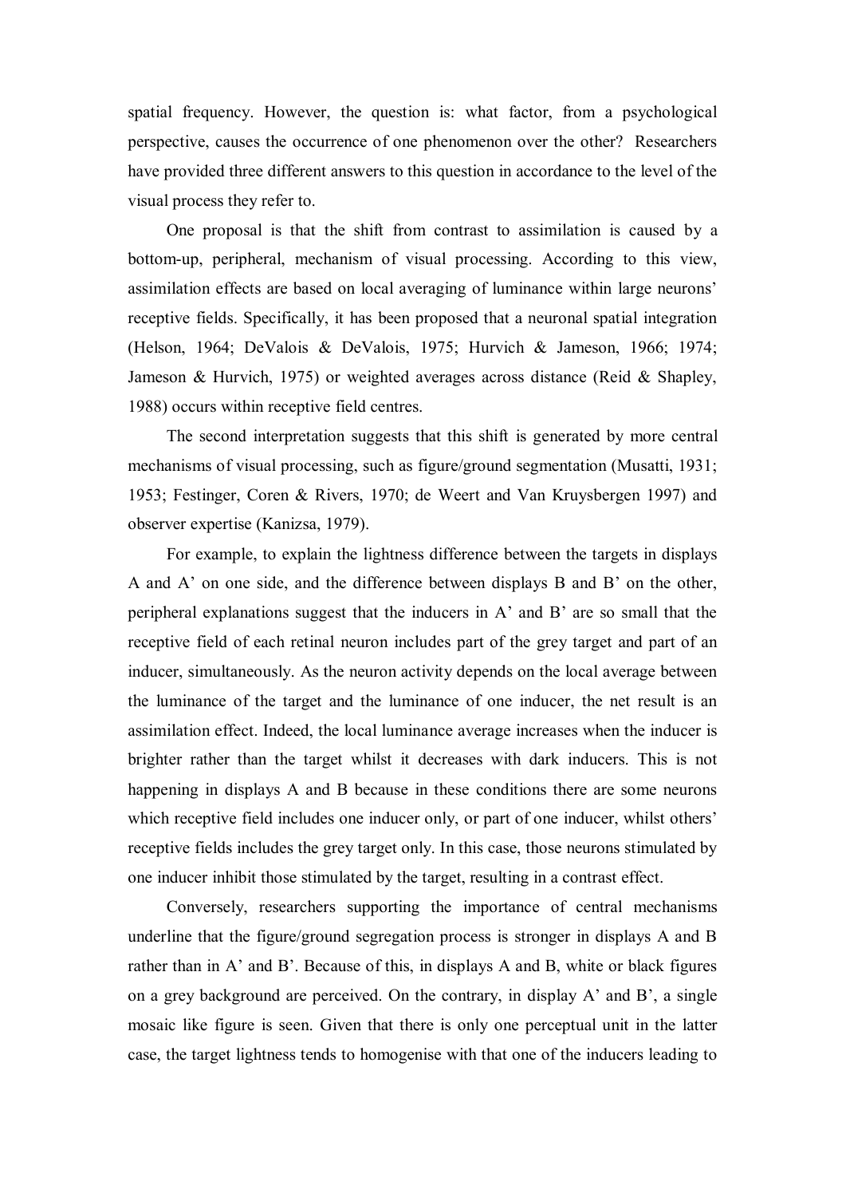spatial frequency. However, the question is: what factor, from a psychological perspective, causes the occurrence of one phenomenon over the other? Researchers have provided three different answers to this question in accordance to the level of the visual process they refer to.

One proposal is that the shift from contrast to assimilation is caused by a bottom-up, peripheral, mechanism of visual processing. According to this view, assimilation effects are based on local averaging of luminance within large neurons' receptive fields. Specifically, it has been proposed that a neuronal spatial integration (Helson, 1964; DeValois & DeValois, 1975; Hurvich & Jameson, 1966; 1974; Jameson & Hurvich, 1975) or weighted averages across distance (Reid & Shapley, 1988) occurs within receptive field centres.

The second interpretation suggests that this shift is generated by more central mechanisms of visual processing, such as figure/ground segmentation (Musatti, 1931; 1953; Festinger, Coren & Rivers, 1970; de Weert and Van Kruysbergen 1997) and observer expertise (Kanizsa, 1979).

For example, to explain the lightness difference between the targets in displays A and A' on one side, and the difference between displays B and B' on the other, peripheral explanations suggest that the inducers in A' and B' are so small that the receptive field of each retinal neuron includes part of the grey target and part of an inducer, simultaneously. As the neuron activity depends on the local average between the luminance of the target and the luminance of one inducer, the net result is an assimilation effect. Indeed, the local luminance average increases when the inducer is brighter rather than the target whilst it decreases with dark inducers. This is not happening in displays A and B because in these conditions there are some neurons which receptive field includes one inducer only, or part of one inducer, whilst others' receptive fields includes the grey target only. In this case, those neurons stimulated by one inducer inhibit those stimulated by the target, resulting in a contrast effect.

Conversely, researchers supporting the importance of central mechanisms underline that the figure/ground segregation process is stronger in displays A and B rather than in A' and B'. Because of this, in displays A and B, white or black figures on a grey background are perceived. On the contrary, in display A' and B', a single mosaic like figure is seen. Given that there is only one perceptual unit in the latter case, the target lightness tends to homogenise with that one of the inducers leading to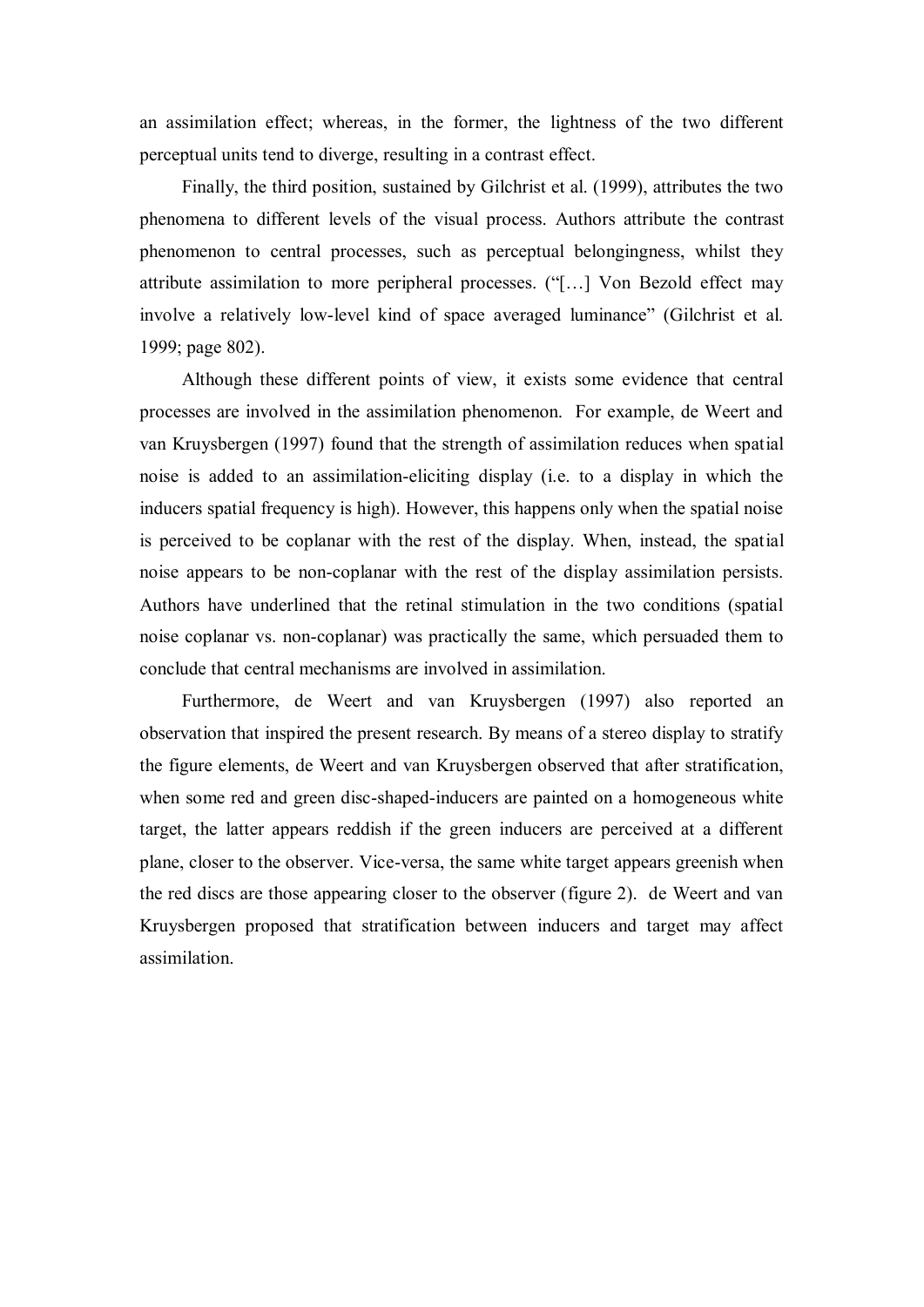an assimilation effect; whereas, in the former, the lightness of the two different perceptual units tend to diverge, resulting in a contrast effect.

Finally, the third position, sustained by Gilchrist et al. (1999), attributes the two phenomena to different levels of the visual process. Authors attribute the contrast phenomenon to central processes, such as perceptual belongingness, whilst they attribute assimilation to more peripheral processes. ("[…] Von Bezold effect may involve a relatively low-level kind of space averaged luminance" (Gilchrist et al. 1999; page 802).

Although these different points of view, it exists some evidence that central processes are involved in the assimilation phenomenon. For example, de Weert and van Kruysbergen (1997) found that the strength of assimilation reduces when spatial noise is added to an assimilation-eliciting display (i.e. to a display in which the inducers spatial frequency is high). However, this happens only when the spatial noise is perceived to be coplanar with the rest of the display. When, instead, the spatial noise appears to be non-coplanar with the rest of the display assimilation persists. Authors have underlined that the retinal stimulation in the two conditions (spatial noise coplanar vs. non-coplanar) was practically the same, which persuaded them to conclude that central mechanisms are involved in assimilation.

Furthermore, de Weert and van Kruysbergen (1997) also reported an observation that inspired the present research. By means of a stereo display to stratify the figure elements, de Weert and van Kruysbergen observed that after stratification, when some red and green disc-shaped-inducers are painted on a homogeneous white target, the latter appears reddish if the green inducers are perceived at a different plane, closer to the observer. Vice-versa, the same white target appears greenish when the red discs are those appearing closer to the observer (figure 2). de Weert and van Kruysbergen proposed that stratification between inducers and target may affect assimilation.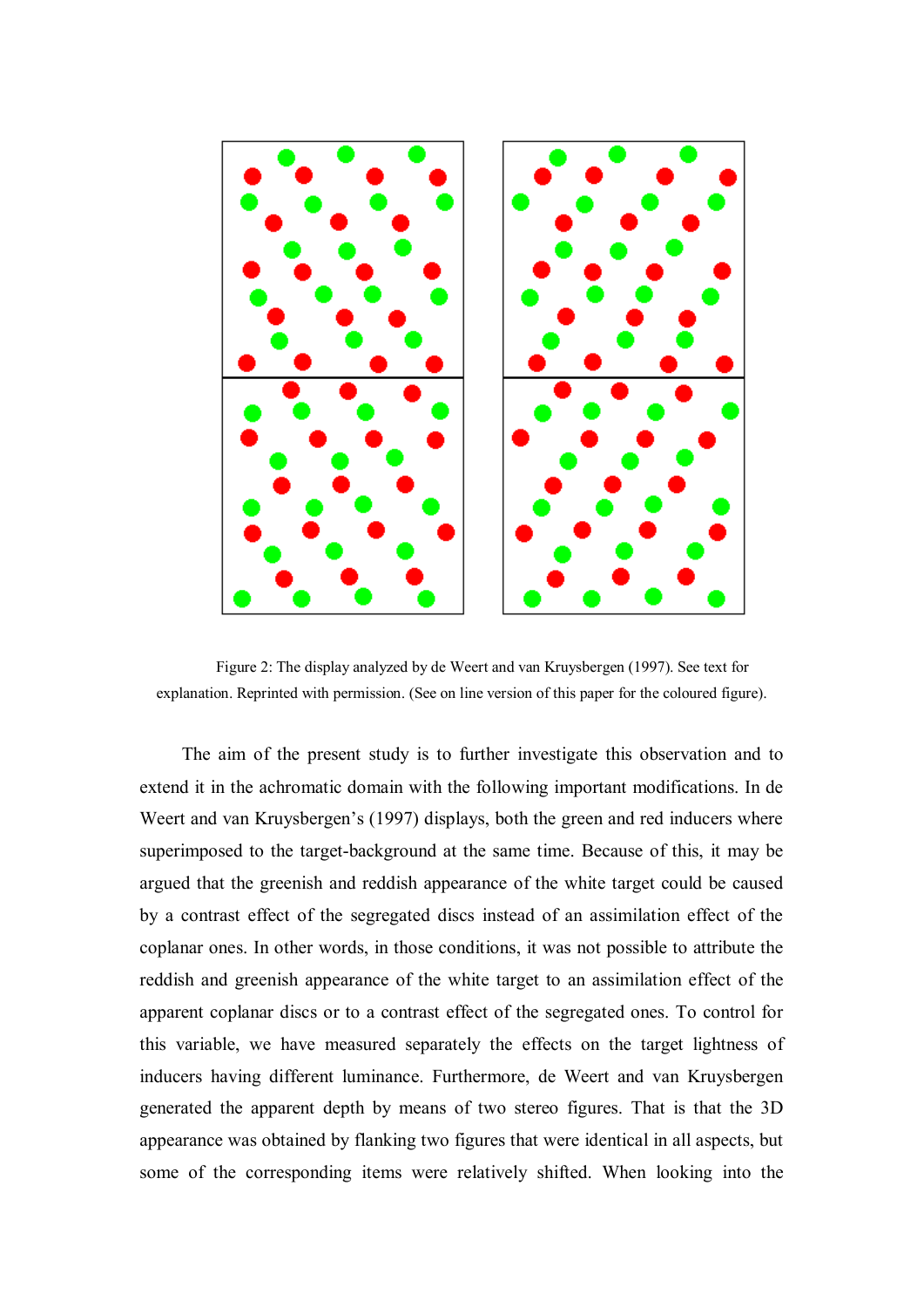Figure 2: The display analyzed by de Weert and van Kruysbergen (1997). See text for explanation. Reprinted with permission. (See on line version of this paper for the coloured figure).

The aim of the present study is to further investigate this observation and to extend it in the achromatic domain with the following important modifications. In de Weert and van Kruysbergen's (1997) displays, both the green and red inducers where superimposed to the target-background at the same time. Because of this, it may be argued that the greenish and reddish appearance of the white target could be caused by a contrast effect of the segregated discs instead of an assimilation effect of the coplanar ones. In other words, in those conditions, it was not possible to attribute the reddish and greenish appearance of the white target to an assimilation effect of the apparent coplanar discs or to a contrast effect of the segregated ones. To control for this variable, we have measured separately the effects on the target lightness of inducers having different luminance. Furthermore, de Weert and van Kruysbergen generated the apparent depth by means of two stereo figures. That is that the 3D appearance was obtained by flanking two figures that were identical in all aspects, but some of the corresponding items were relatively shifted. When looking into the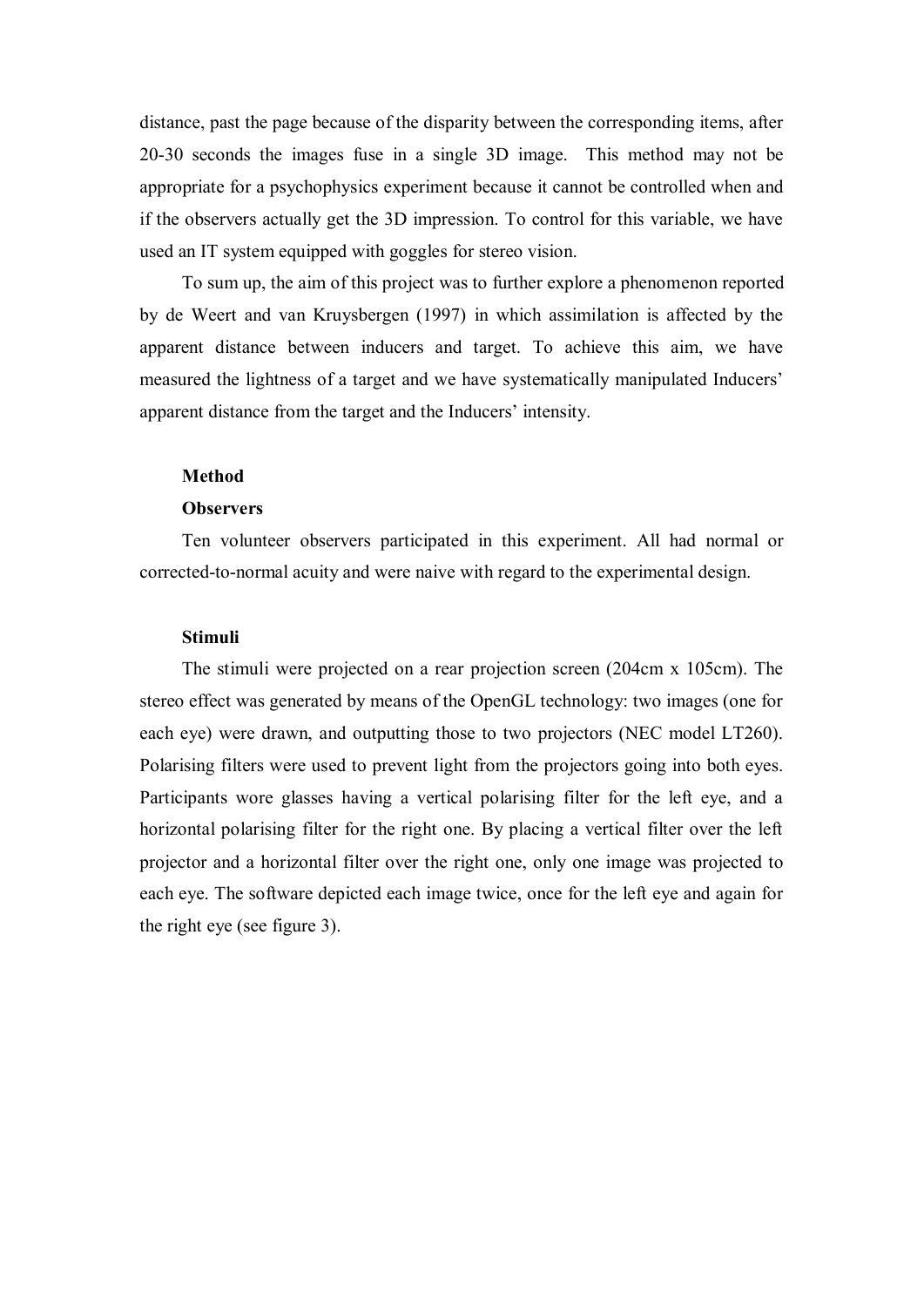distance, past the page because of the disparity between the corresponding items, after 20-30 seconds the images fuse in a single 3D image. This method may not be appropriate for a psychophysics experiment because it cannot be controlled when and if the observers actually get the 3D impression. To control for this variable, we have used an IT system equipped with goggles for stereo vision.

To sum up, the aim of this project was to further explore a phenomenon reported by de Weert and van Kruysbergen (1997) in which assimilation is affected by the apparent distance between inducers and target. To achieve this aim, we have measured the lightness of a target and we have systematically manipulated Inducers' apparent distance from the target and the Inducers' intensity.

## Method

### Observers

Ten volunteer observers participated in this experiment. All had normal or corrected-to-normal acuity and were naive with regard to the experimental design.

### Stimuli

The stimuli were projected on a rear projection screen (204cm x 105cm). The stereo effect was generated by means of the OpenGL technology: two images (one for each eye) were drawn, and outputting those to two projectors (NEC model LT260). Polarising filters were used to prevent light from the projectors going into both eyes. Participants wore glasses having a vertical polarising filter for the left eye, and a horizontal polarising filter for the right one. By placing a vertical filter over the left projector and a horizontal filter over the right one, only one image was projected to each eye. The software depicted each image twice, once for the left eye and again for the right eye (see figure 3).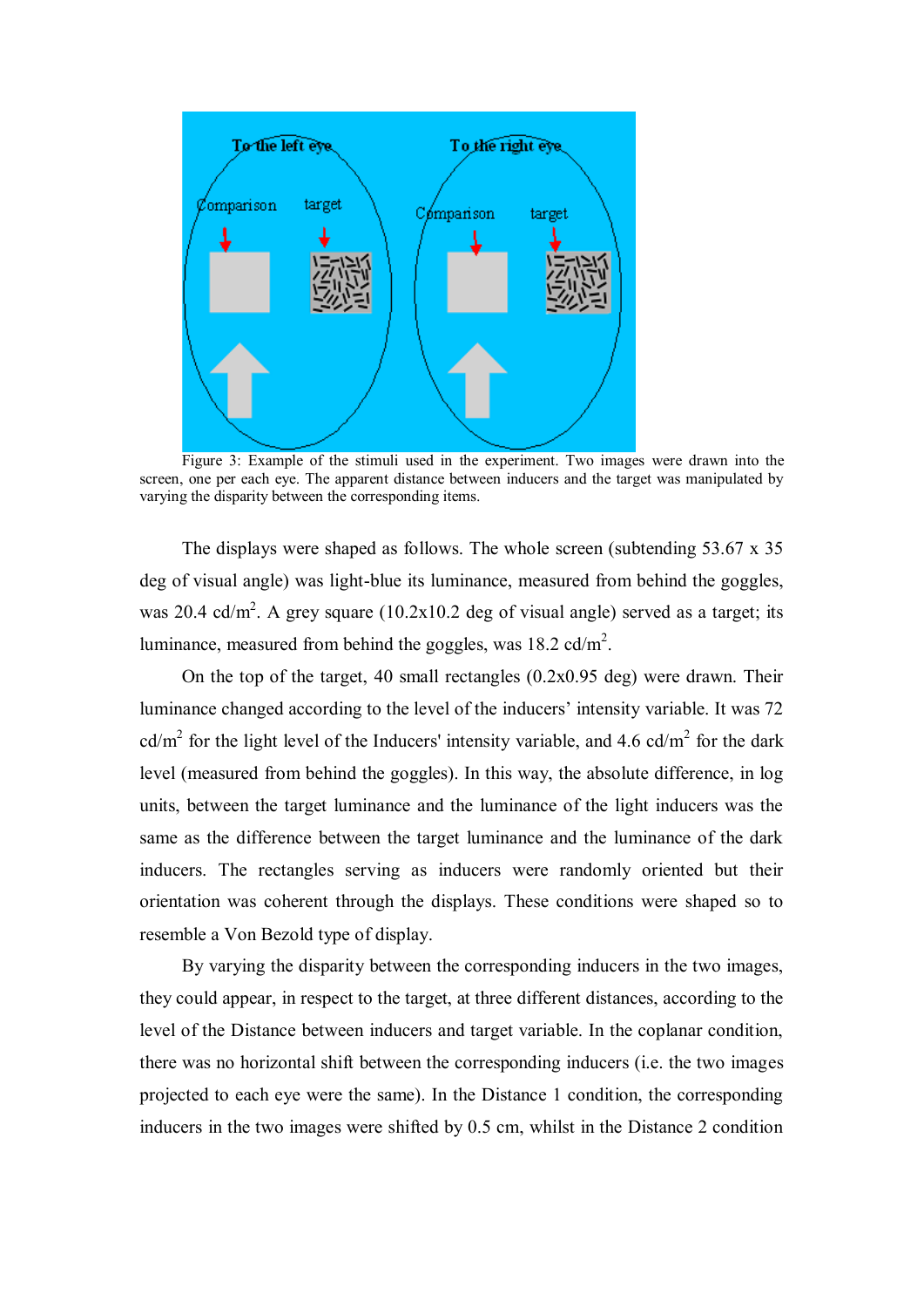Figure 3: Example of the stimuli used in the experiment. Two images were drawn into the screen, one per each eye. The apparent distance between inducers and the target was manipulated by varying the disparity between the corresponding items.

The displays were shaped as follows. The whole screen (subtending 53.67 x 35 deg of visual angle) was light-blue its luminance, measured from behind the goggles, was 20.4 cd/m$^2$. A grey square (10.2x10.2 deg of visual angle) served as a target; its luminance, measured from behind the goggles, was 18.2 cd/m$^2$.

On the top of the target, 40 small rectangles (0.2x0.95 deg) were drawn. Their luminance changed according to the level of the inducers' intensity variable. It was 72 cd/m$^2$ for the light level of the Inducers' intensity variable, and 4.6 cd/m$^2$ for the dark level (measured from behind the goggles). In this way, the absolute difference, in log units, between the target luminance and the luminance of the light inducers was the same as the difference between the target luminance and the luminance of the dark inducers. The rectangles serving as inducers were randomly oriented but their orientation was coherent through the displays. These conditions were shaped so to resemble a Von Bezold type of display.

By varying the disparity between the corresponding inducers in the two images, they could appear, in respect to the target, at three different distances, according to the level of the Distance between inducers and target variable. In the coplanar condition, there was no horizontal shift between the corresponding inducers (i.e. the two images projected to each eye were the same). In the Distance 1 condition, the corresponding inducers in the two images were shifted by 0.5 cm, whilst in the Distance 2 condition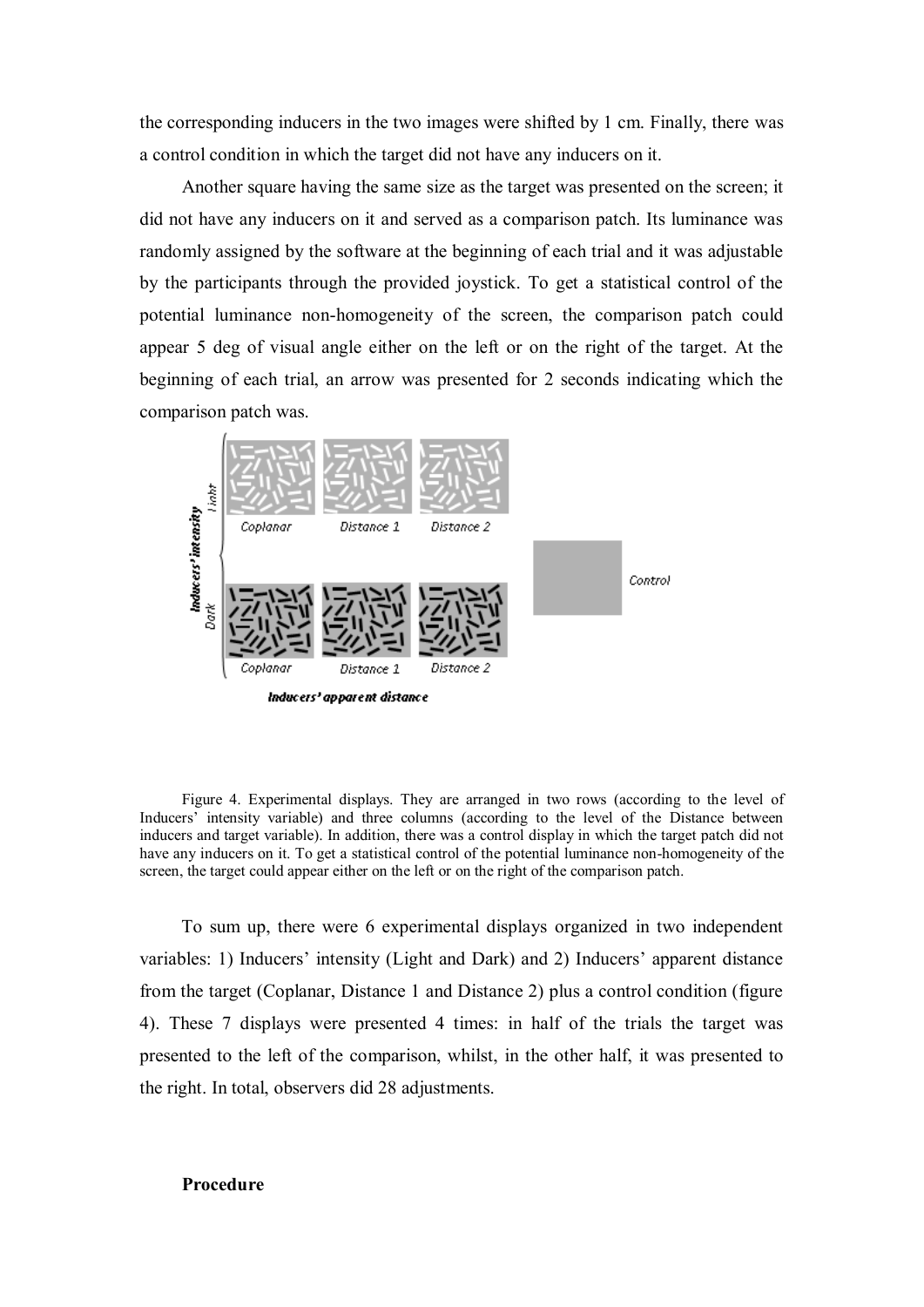the corresponding inducers in the two images were shifted by 1 cm. Finally, there was a control condition in which the target did not have any inducers on it.

Another square having the same size as the target was presented on the screen; it did not have any inducers on it and served as a comparison patch. Its luminance was randomly assigned by the software at the beginning of each trial and it was adjustable by the participants through the provided joystick. To get a statistical control of the potential luminance non-homogeneity of the screen, the comparison patch could appear 5 deg of visual angle either on the left or on the right of the target. At the beginning of each trial, an arrow was presented for 2 seconds indicating which the comparison patch was.

Figure 4. Experimental displays. They are arranged in two rows (according to the level of Inducers' intensity variable) and three columns (according to the level of the Distance between inducers and target variable). In addition, there was a control display in which the target patch did not have any inducers on it. To get a statistical control of the potential luminance non-homogeneity of the screen, the target could appear either on the left or on the right of the comparison patch.

To sum up, there were 6 experimental displays organized in two independent variables: 1) Inducers' intensity (Light and Dark) and 2) Inducers' apparent distance from the target (Coplanar, Distance 1 and Distance 2) plus a control condition (figure 4). These 7 displays were presented 4 times: in half of the trials the target was presented to the left of the comparison, whilst, in the other half, it was presented to the right. In total, observers did 28 adjustments.

**Procedure**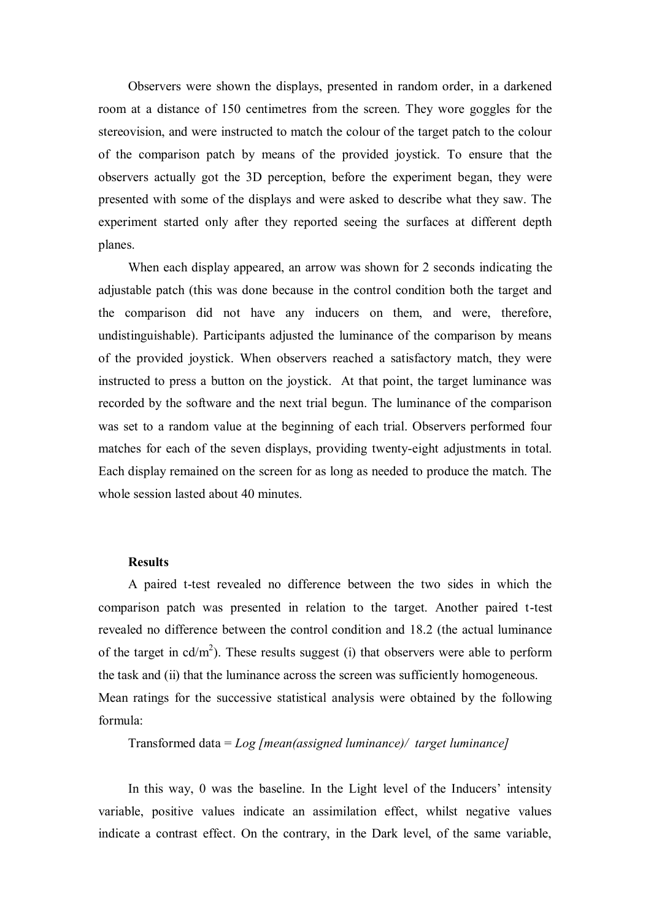Observers were shown the displays, presented in random order, in a darkened room at a distance of 150 centimetres from the screen. They wore goggles for the stereovision, and were instructed to match the colour of the target patch to the colour of the comparison patch by means of the provided joystick. To ensure that the observers actually got the 3D perception, before the experiment began, they were presented with some of the displays and were asked to describe what they saw. The experiment started only after they reported seeing the surfaces at different depth planes.

When each display appeared, an arrow was shown for 2 seconds indicating the adjustable patch (this was done because in the control condition both the target and the comparison did not have any inducers on them, and were, therefore, undistinguishable). Participants adjusted the luminance of the comparison by means of the provided joystick. When observers reached a satisfactory match, they were instructed to press a button on the joystick. At that point, the target luminance was recorded by the software and the next trial begun. The luminance of the comparison was set to a random value at the beginning of each trial. Observers performed four matches for each of the seven displays, providing twenty-eight adjustments in total. Each display remained on the screen for as long as needed to produce the match. The whole session lasted about 40 minutes.

**Results**

A paired t-test revealed no difference between the two sides in which the comparison patch was presented in relation to the target. Another paired t-test revealed no difference between the control condition and 18.2 (the actual luminance of the target in cd/m$^2$). These results suggest (i) that observers were able to perform the task and (ii) that the luminance across the screen was sufficiently homogeneous.

Mean ratings for the successive statistical analysis were obtained by the following formula:

Transformed data = *Log [mean(assigned luminance)/ target luminance]*

In this way, 0 was the baseline. In the Light level of the Inducers' intensity variable, positive values indicate an assimilation effect, whilst negative values indicate a contrast effect. On the contrary, in the Dark level, of the same variable,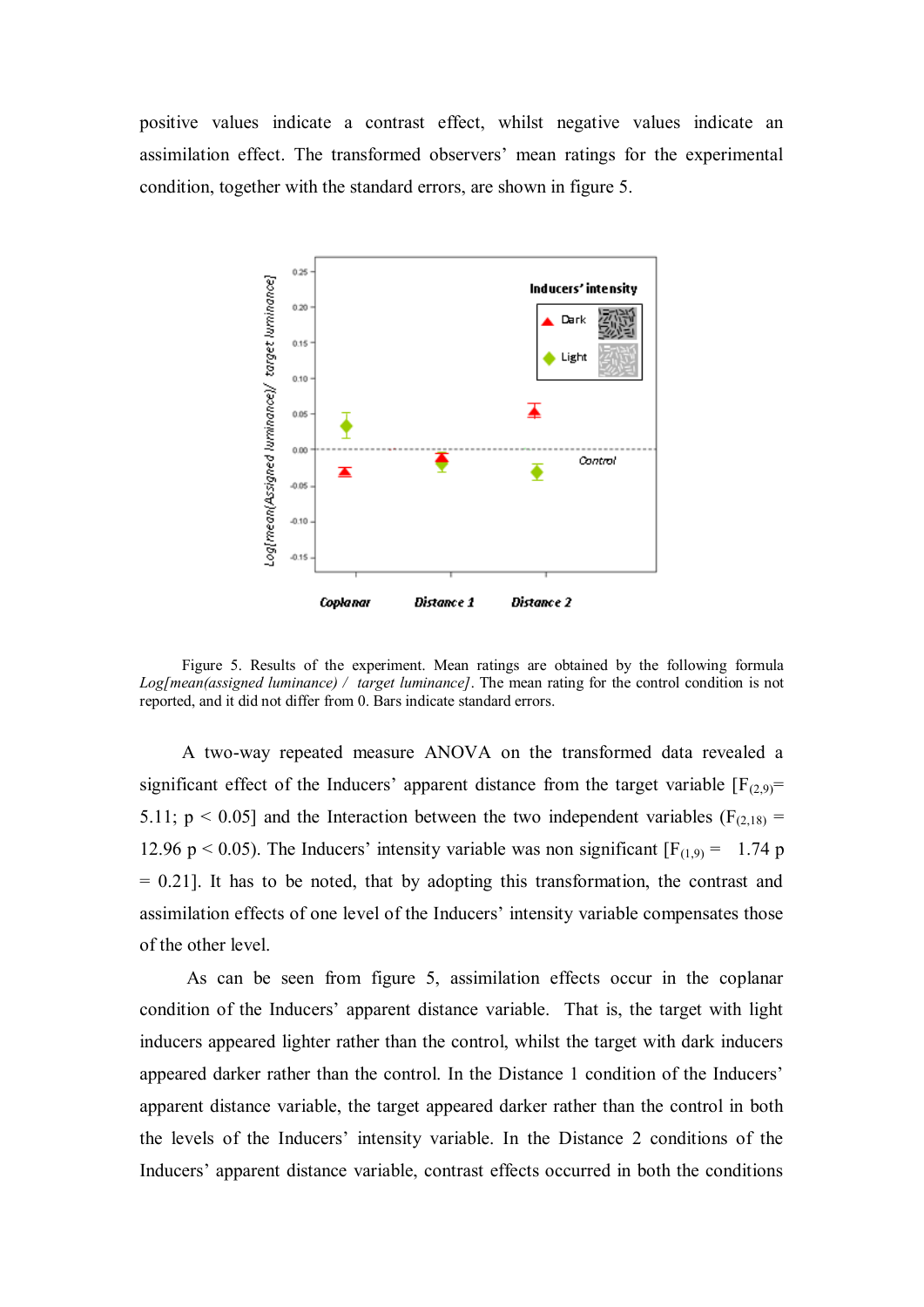positive values indicate a contrast effect, whilst negative values indicate an assimilation effect. The transformed observers' mean ratings for the experimental condition, together with the standard errors, are shown in figure 5.

Figure 5. Results of the experiment. Mean ratings are obtained by the following formula *Log[mean(assigned luminance) / target luminance]*. The mean rating for the control condition is not reported, and it did not differ from 0. Bars indicate standard errors.

A two-way repeated measure ANOVA on the transformed data revealed a significant effect of the Inducers' apparent distance from the target variable [$F_{(2,9)}$= 5.11; $p < 0.05$] and the Interaction between the two independent variables ($F_{(2,18)}$ = 12.96 $p < 0.05$). The Inducers' intensity variable was non significant [$F_{(1,9)}$ = 1.74 $p = 0.21$]. It has to be noted, that by adopting this transformation, the contrast and assimilation effects of one level of the Inducers' intensity variable compensates those of the other level.

As can be seen from figure 5, assimilation effects occur in the coplanar condition of the Inducers' apparent distance variable. That is, the target with light inducers appeared lighter rather than the control, whilst the target with dark inducers appeared darker rather than the control. In the Distance 1 condition of the Inducers' apparent distance variable, the target appeared darker rather than the control in both the levels of the Inducers' intensity variable. In the Distance 2 conditions of the Inducers' apparent distance variable, contrast effects occurred in both the conditions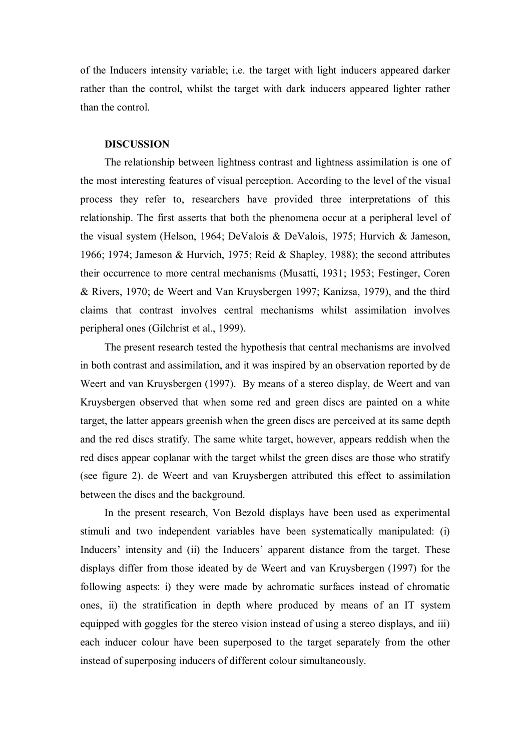of the Inducers intensity variable; i.e. the target with light inducers appeared darker rather than the control, whilst the target with dark inducers appeared lighter rather than the control.

## DISCUSSION

The relationship between lightness contrast and lightness assimilation is one of the most interesting features of visual perception. According to the level of the visual process they refer to, researchers have provided three interpretations of this relationship. The first asserts that both the phenomena occur at a peripheral level of the visual system (Helson, 1964; DeValois & DeValois, 1975; Hurvich & Jameson, 1966; 1974; Jameson & Hurvich, 1975; Reid & Shapley, 1988); the second attributes their occurrence to more central mechanisms (Musatti, 1931; 1953; Festinger, Coren & Rivers, 1970; de Weert and Van Kruysbergen 1997; Kanizsa, 1979), and the third claims that contrast involves central mechanisms whilst assimilation involves peripheral ones (Gilchrist et al., 1999).

The present research tested the hypothesis that central mechanisms are involved in both contrast and assimilation, and it was inspired by an observation reported by de Weert and van Kruysbergen (1997). By means of a stereo display, de Weert and van Kruysbergen observed that when some red and green discs are painted on a white target, the latter appears greenish when the green discs are perceived at its same depth and the red discs stratify. The same white target, however, appears reddish when the red discs appear coplanar with the target whilst the green discs are those who stratify (see figure 2). de Weert and van Kruysbergen attributed this effect to assimilation between the discs and the background.

In the present research, Von Bezold displays have been used as experimental stimuli and two independent variables have been systematically manipulated: (i) Inducers' intensity and (ii) the Inducers' apparent distance from the target. These displays differ from those ideated by de Weert and van Kruysbergen (1997) for the following aspects: i) they were made by achromatic surfaces instead of chromatic ones, ii) the stratification in depth where produced by means of an IT system equipped with goggles for the stereo vision instead of using a stereo displays, and iii) each inducer colour have been superposed to the target separately from the other instead of superposing inducers of different colour simultaneously.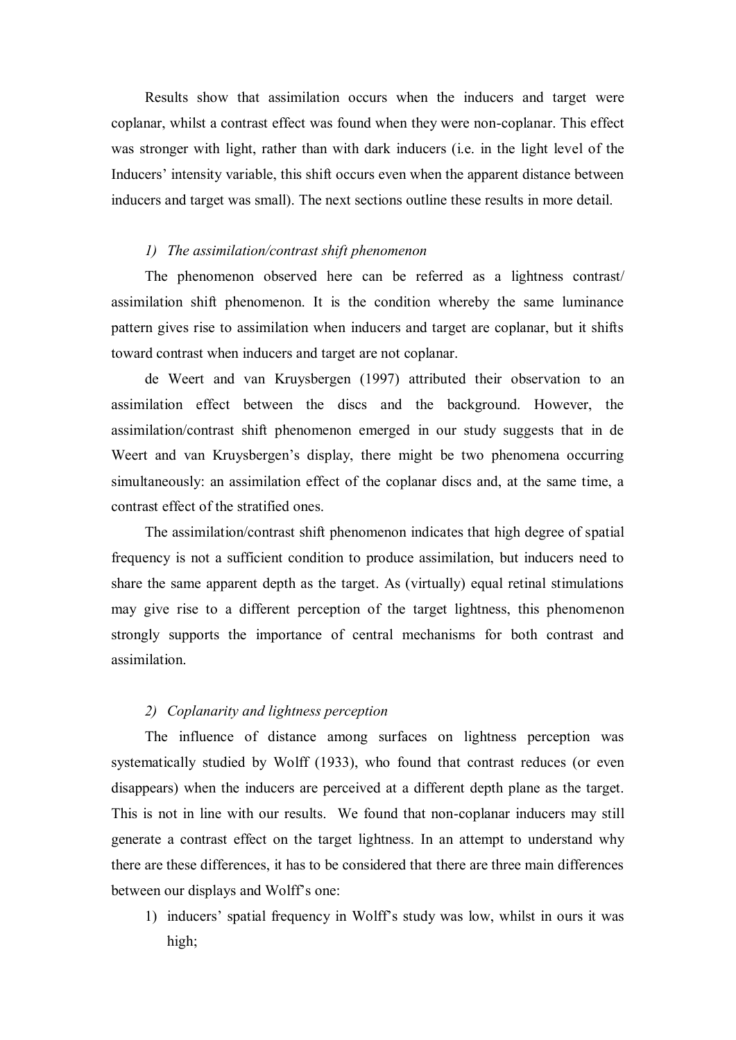Results show that assimilation occurs when the inducers and target were coplanar, whilst a contrast effect was found when they were non-coplanar. This effect was stronger with light, rather than with dark inducers (i.e. in the light level of the Inducers' intensity variable, this shift occurs even when the apparent distance between inducers and target was small). The next sections outline these results in more detail.

*1) The assimilation/contrast shift phenomenon*

The phenomenon observed here can be referred as a lightness contrast/ assimilation shift phenomenon. It is the condition whereby the same luminance pattern gives rise to assimilation when inducers and target are coplanar, but it shifts toward contrast when inducers and target are not coplanar.

de Weert and van Kruysbergen (1997) attributed their observation to an assimilation effect between the discs and the background. However, the assimilation/contrast shift phenomenon emerged in our study suggests that in de Weert and van Kruysbergen's display, there might be two phenomena occurring simultaneously: an assimilation effect of the coplanar discs and, at the same time, a contrast effect of the stratified ones.

The assimilation/contrast shift phenomenon indicates that high degree of spatial frequency is not a sufficient condition to produce assimilation, but inducers need to share the same apparent depth as the target. As (virtually) equal retinal stimulations may give rise to a different perception of the target lightness, this phenomenon strongly supports the importance of central mechanisms for both contrast and assimilation.

*2) Coplanarity and lightness perception*

The influence of distance among surfaces on lightness perception was systematically studied by Wolff (1933), who found that contrast reduces (or even disappears) when the inducers are perceived at a different depth plane as the target. This is not in line with our results. We found that non-coplanar inducers may still generate a contrast effect on the target lightness. In an attempt to understand why there are these differences, it has to be considered that there are three main differences between our displays and Wolff's one:

1) inducers' spatial frequency in Wolff's study was low, whilst in ours it was high;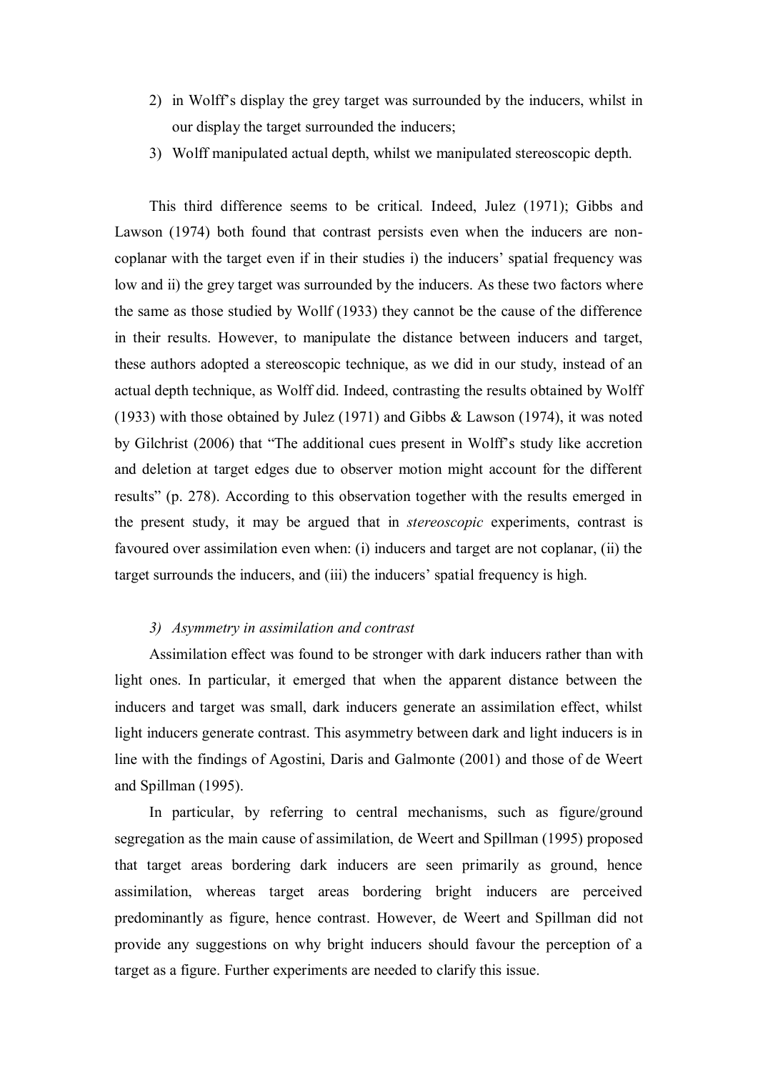2) in Wolff's display the grey target was surrounded by the inducers, whilst in our display the target surrounded the inducers;
3) Wolff manipulated actual depth, whilst we manipulated stereoscopic depth.

This third difference seems to be critical. Indeed, Julez (1971); Gibbs and Lawson (1974) both found that contrast persists even when the inducers are non-coplanar with the target even if in their studies i) the inducers' spatial frequency was low and ii) the grey target was surrounded by the inducers. As these two factors where the same as those studied by Wolff (1933) they cannot be the cause of the difference in their results. However, to manipulate the distance between inducers and target, these authors adopted a stereoscopic technique, as we did in our study, instead of an actual depth technique, as Wolff did. Indeed, contrasting the results obtained by Wolff (1933) with those obtained by Julez (1971) and Gibbs & Lawson (1974), it was noted by Gilchrist (2006) that "The additional cues present in Wolff's study like accretion and deletion at target edges due to observer motion might account for the different results" (p. 278). According to this observation together with the results emerged in the present study, it may be argued that in *stereoscopic* experiments, contrast is favoured over assimilation even when: (i) inducers and target are not coplanar, (ii) the target surrounds the inducers, and (iii) the inducers' spatial frequency is high.

*3) Asymmetry in assimilation and contrast*

Assimilation effect was found to be stronger with dark inducers rather than with light ones. In particular, it emerged that when the apparent distance between the inducers and target was small, dark inducers generate an assimilation effect, whilst light inducers generate contrast. This asymmetry between dark and light inducers is in line with the findings of Agostini, Daris and Galmonte (2001) and those of de Weert and Spillman (1995).

In particular, by referring to central mechanisms, such as figure/ground segregation as the main cause of assimilation, de Weert and Spillman (1995) proposed that target areas bordering dark inducers are seen primarily as ground, hence assimilation, whereas target areas bordering bright inducers are perceived predominantly as figure, hence contrast. However, de Weert and Spillman did not provide any suggestions on why bright inducers should favour the perception of a target as a figure. Further experiments are needed to clarify this issue.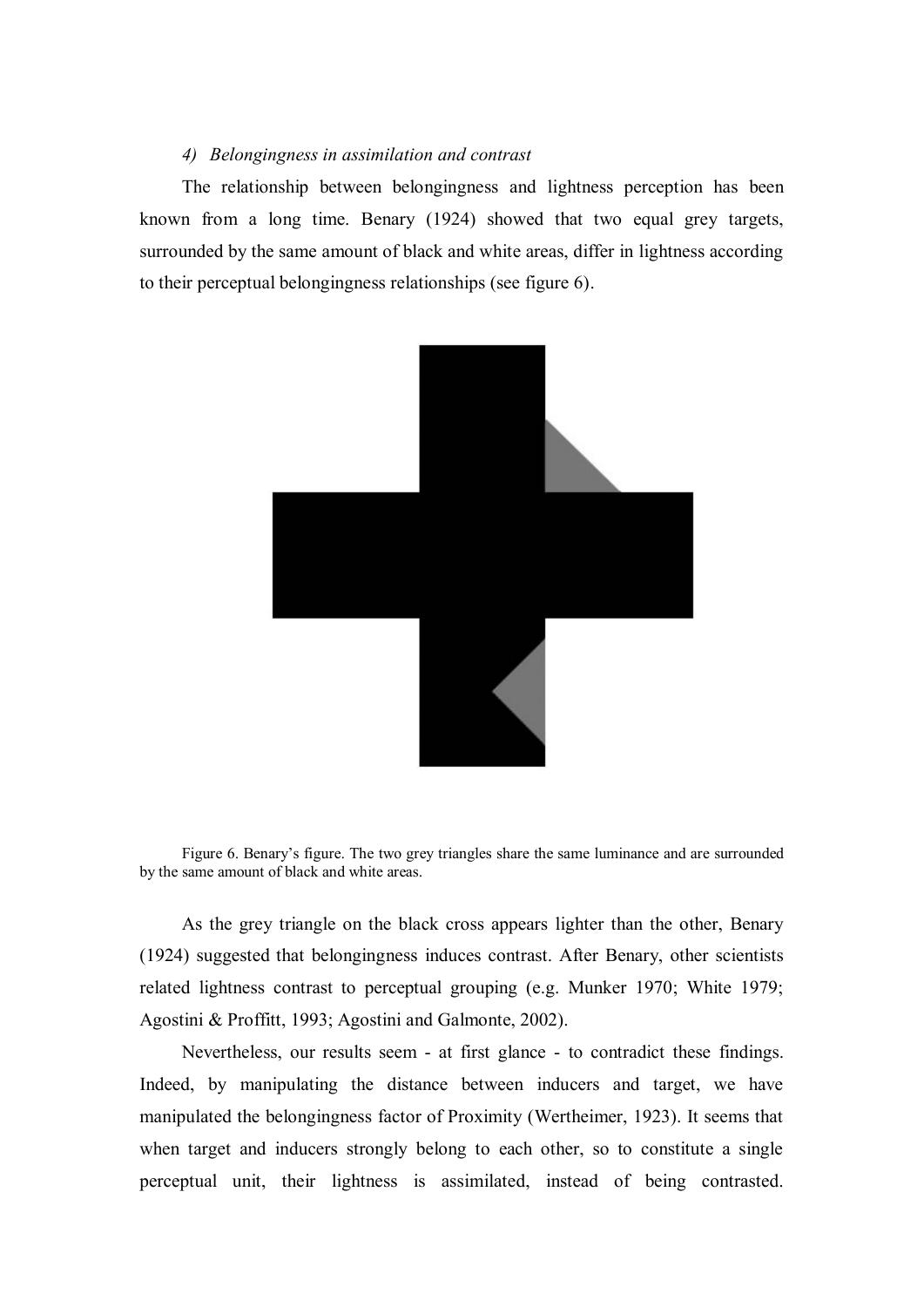*4) Belongingness in assimilation and contrast*

The relationship between belongingness and lightness perception has been known from a long time. Benary (1924) showed that two equal grey targets, surrounded by the same amount of black and white areas, differ in lightness according to their perceptual belongingness relationships (see figure 6).

Figure 6. Benary's figure. The two grey triangles share the same luminance and are surrounded by the same amount of black and white areas.

As the grey triangle on the black cross appears lighter than the other, Benary (1924) suggested that belongingness induces contrast. After Benary, other scientists related lightness contrast to perceptual grouping (e.g. Munker 1970; White 1979; Agostini & Proffitt, 1993; Agostini and Galmonte, 2002).

Nevertheless, our results seem - at first glance - to contradict these findings. Indeed, by manipulating the distance between inducers and target, we have manipulated the belongingness factor of Proximity (Wertheimer, 1923). It seems that when target and inducers strongly belong to each other, so to constitute a single perceptual unit, their lightness is assimilated, instead of being contrasted.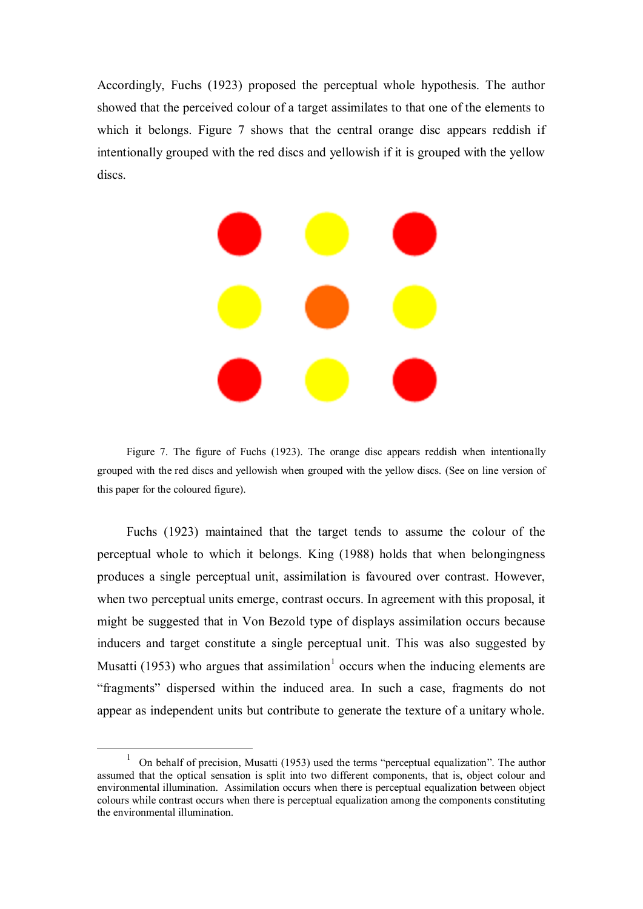Accordingly, Fuchs (1923) proposed the perceptual whole hypothesis. The author showed that the perceived colour of a target assimilates to that one of the elements to which it belongs. Figure 7 shows that the central orange disc appears reddish if intentionally grouped with the red discs and yellowish if it is grouped with the yellow discs.

Figure 7. The figure of Fuchs (1923). The orange disc appears reddish when intentionally grouped with the red discs and yellowish when grouped with the yellow discs. (See on line version of this paper for the coloured figure).

Fuchs (1923) maintained that the target tends to assume the colour of the perceptual whole to which it belongs. King (1988) holds that when belongingness produces a single perceptual unit, assimilation is favoured over contrast. However, when two perceptual units emerge, contrast occurs. In agreement with this proposal, it might be suggested that in Von Bezold type of displays assimilation occurs because inducers and target constitute a single perceptual unit. This was also suggested by Musatti (1953) who argues that assimilation[1] occurs when the inducing elements are "fragments" dispersed within the induced area. In such a case, fragments do not appear as independent units but contribute to generate the texture of a unitary whole.

[1] On behalf of precision, Musatti (1953) used the terms "perceptual equalization". The author assumed that the optical sensation is split into two different components, that is, object colour and environmental illumination. Assimilation occurs when there is perceptual equalization between object colours while contrast occurs when there is perceptual equalization among the components constituting the environmental illumination.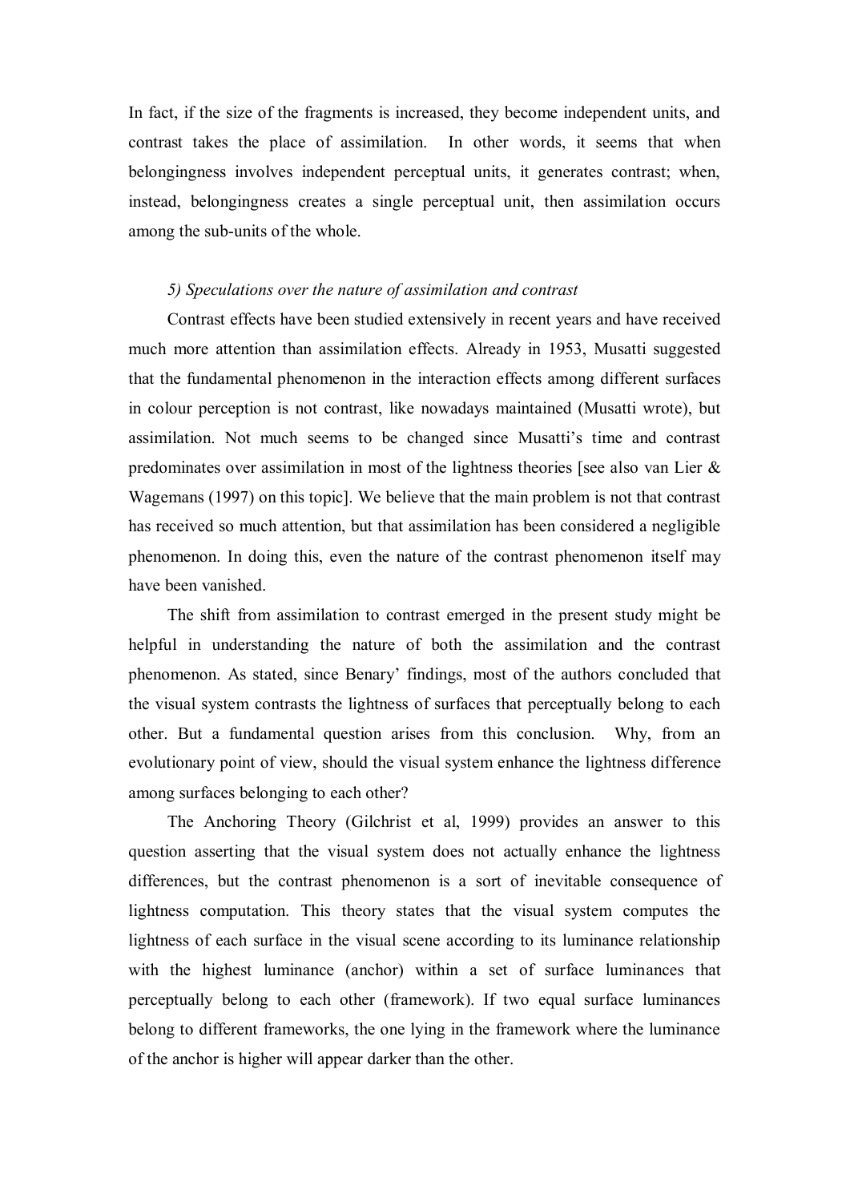In fact, if the size of the fragments is increased, they become independent units, and contrast takes the place of assimilation. In other words, it seems that when belongingness involves independent perceptual units, it generates contrast; when, instead, belongingness creates a single perceptual unit, then assimilation occurs among the sub-units of the whole.

*5) Speculations over the nature of assimilation and contrast*

Contrast effects have been studied extensively in recent years and have received much more attention than assimilation effects. Already in 1953, Musatti suggested that the fundamental phenomenon in the interaction effects among different surfaces in colour perception is not contrast, like nowadays maintained (Musatti wrote), but assimilation. Not much seems to be changed since Musatti's time and contrast predominates over assimilation in most of the lightness theories [see also van Lier & Wagemans (1997) on this topic]. We believe that the main problem is not that contrast has received so much attention, but that assimilation has been considered a negligible phenomenon. In doing this, even the nature of the contrast phenomenon itself may have been vanished.

The shift from assimilation to contrast emerged in the present study might be helpful in understanding the nature of both the assimilation and the contrast phenomenon. As stated, since Benary' findings, most of the authors concluded that the visual system contrasts the lightness of surfaces that perceptually belong to each other. But a fundamental question arises from this conclusion. Why, from an evolutionary point of view, should the visual system enhance the lightness difference among surfaces belonging to each other?

The Anchoring Theory (Gilchrist et al, 1999) provides an answer to this question asserting that the visual system does not actually enhance the lightness differences, but the contrast phenomenon is a sort of inevitable consequence of lightness computation. This theory states that the visual system computes the lightness of each surface in the visual scene according to its luminance relationship with the highest luminance (anchor) within a set of surface luminances that perceptually belong to each other (framework). If two equal surface luminances belong to different frameworks, the one lying in the framework where the luminance of the anchor is higher will appear darker than the other.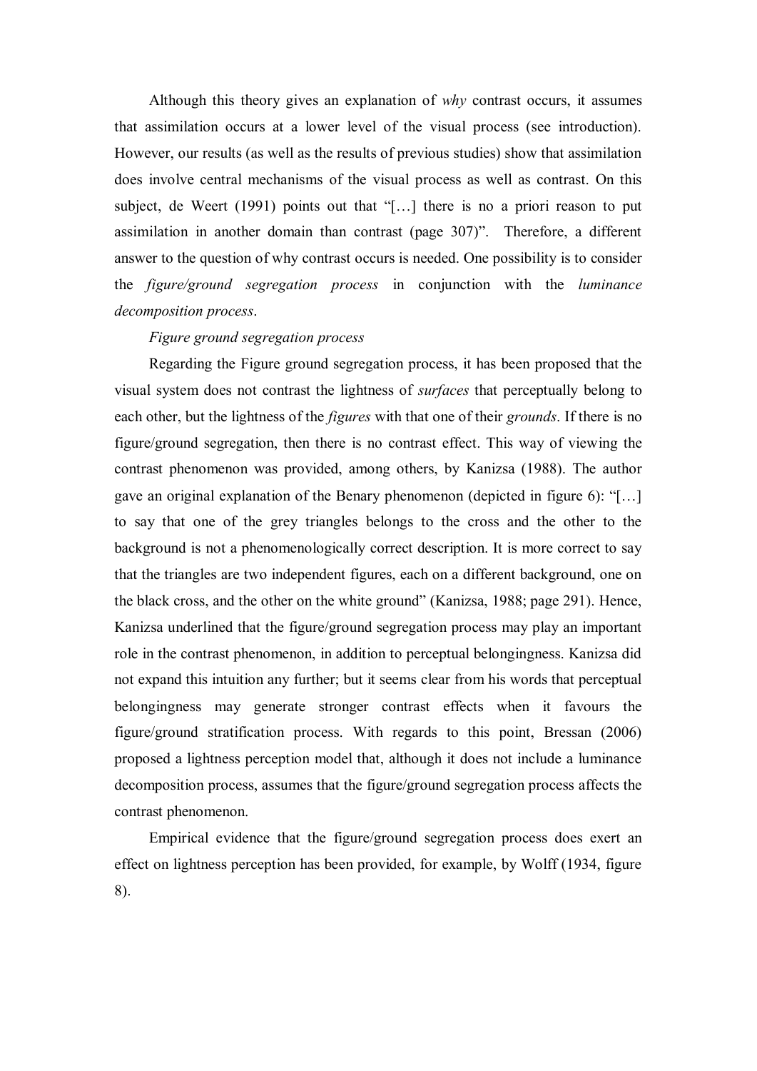Although this theory gives an explanation of *why* contrast occurs, it assumes that assimilation occurs at a lower level of the visual process (see introduction). However, our results (as well as the results of previous studies) show that assimilation does involve central mechanisms of the visual process as well as contrast. On this subject, de Weert (1991) points out that "[…] there is no a priori reason to put assimilation in another domain than contrast (page 307)". Therefore, a different answer to the question of why contrast occurs is needed. One possibility is to consider the *figure/ground segregation process* in conjunction with the *luminance decomposition process*.

*Figure ground segregation process*

Regarding the Figure ground segregation process, it has been proposed that the visual system does not contrast the lightness of *surfaces* that perceptually belong to each other, but the lightness of the *figures* with that one of their *grounds*. If there is no figure/ground segregation, then there is no contrast effect. This way of viewing the contrast phenomenon was provided, among others, by Kanizsa (1988). The author gave an original explanation of the Benary phenomenon (depicted in figure 6): "[…] to say that one of the grey triangles belongs to the cross and the other to the background is not a phenomenologically correct description. It is more correct to say that the triangles are two independent figures, each on a different background, one on the black cross, and the other on the white ground" (Kanizsa, 1988; page 291). Hence, Kanizsa underlined that the figure/ground segregation process may play an important role in the contrast phenomenon, in addition to perceptual belongingness. Kanizsa did not expand this intuition any further; but it seems clear from his words that perceptual belongingness may generate stronger contrast effects when it favours the figure/ground stratification process. With regards to this point, Bressan (2006) proposed a lightness perception model that, although it does not include a luminance decomposition process, assumes that the figure/ground segregation process affects the contrast phenomenon.

Empirical evidence that the figure/ground segregation process does exert an effect on lightness perception has been provided, for example, by Wolff (1934, figure 8).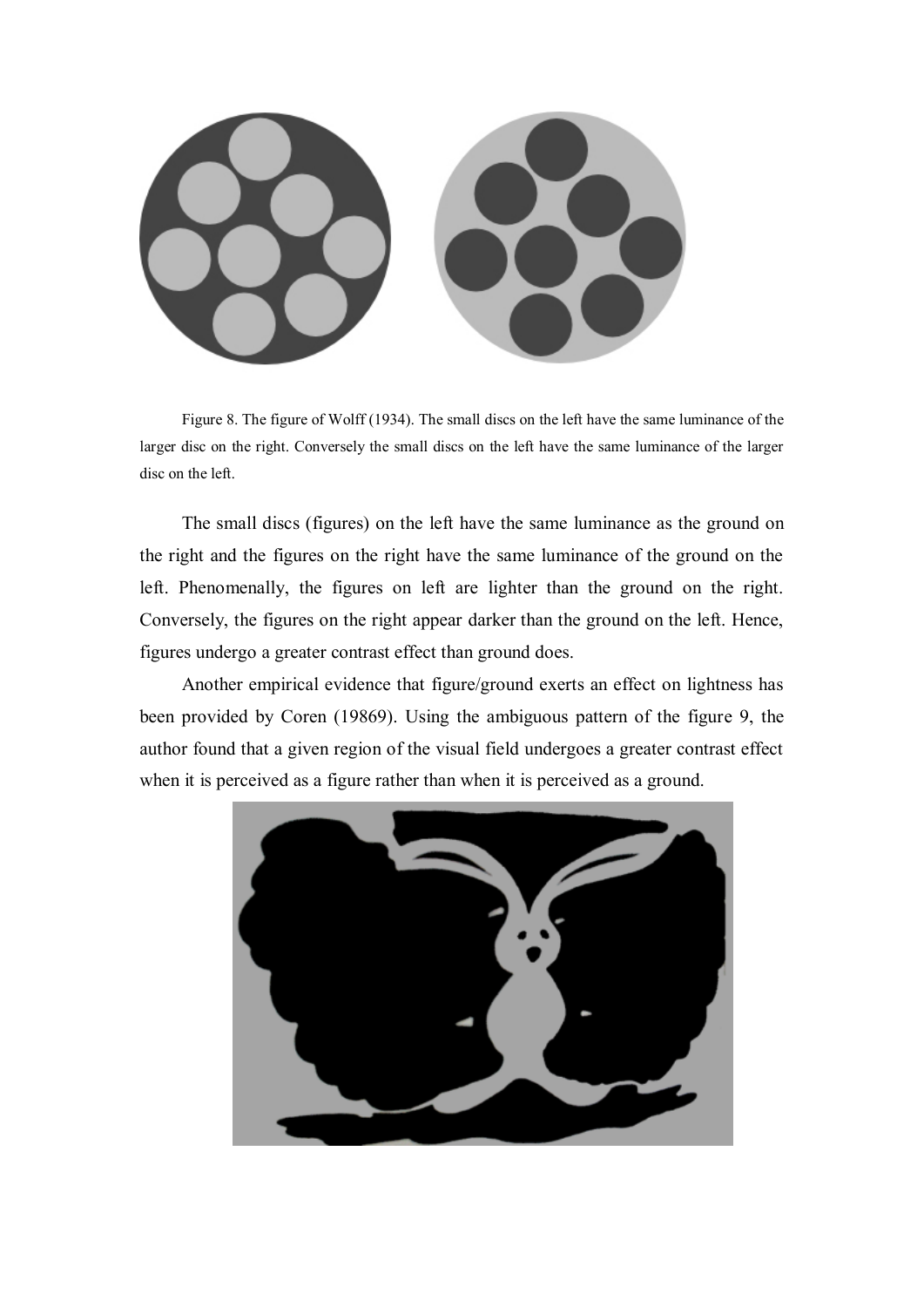Figure 8. The figure of Wolff (1934). The small discs on the left have the same luminance of the larger disc on the right. Conversely the small discs on the left have the same luminance of the larger disc on the left.

The small discs (figures) on the left have the same luminance as the ground on the right and the figures on the right have the same luminance of the ground on the left. Phenomenally, the figures on left are lighter than the ground on the right. Conversely, the figures on the right appear darker than the ground on the left. Hence, figures undergo a greater contrast effect than ground does.

Another empirical evidence that figure/ground exerts an effect on lightness has been provided by Coren (19869). Using the ambiguous pattern of the figure 9, the author found that a given region of the visual field undergoes a greater contrast effect when it is perceived as a figure rather than when it is perceived as a ground.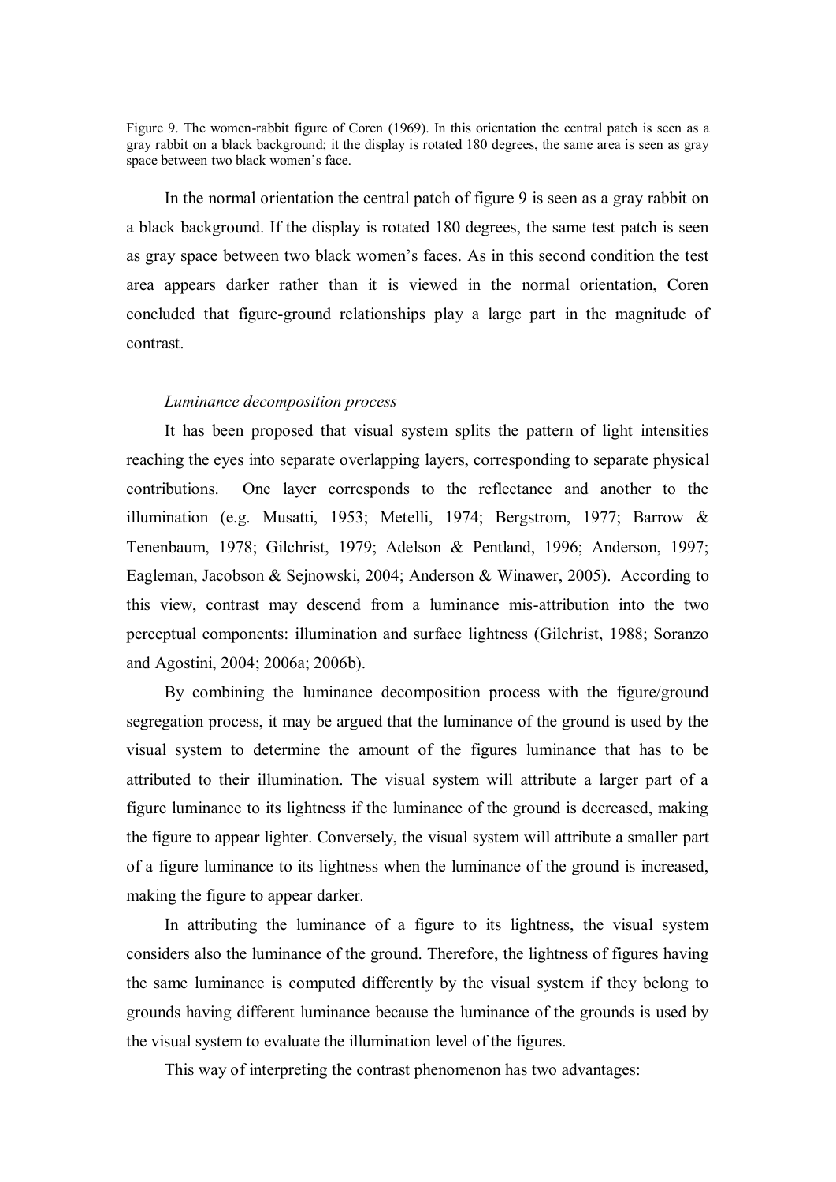Figure 9. The women-rabbit figure of Coren (1969). In this orientation the central patch is seen as a gray rabbit on a black background; it the display is rotated 180 degrees, the same area is seen as gray space between two black women's face.

In the normal orientation the central patch of figure 9 is seen as a gray rabbit on a black background. If the display is rotated 180 degrees, the same test patch is seen as gray space between two black women's faces. As in this second condition the test area appears darker rather than it is viewed in the normal orientation, Coren concluded that figure-ground relationships play a large part in the magnitude of contrast.

*Luminance decomposition process*

It has been proposed that visual system splits the pattern of light intensities reaching the eyes into separate overlapping layers, corresponding to separate physical contributions. One layer corresponds to the reflectance and another to the illumination (e.g. Musatti, 1953; Metelli, 1974; Bergstrom, 1977; Barrow & Tenenbaum, 1978; Gilchrist, 1979; Adelson & Pentland, 1996; Anderson, 1997; Eagleman, Jacobson & Sejnowski, 2004; Anderson & Winawer, 2005). According to this view, contrast may descend from a luminance mis-attribution into the two perceptual components: illumination and surface lightness (Gilchrist, 1988; Soranzo and Agostini, 2004; 2006a; 2006b).

By combining the luminance decomposition process with the figure/ground segregation process, it may be argued that the luminance of the ground is used by the visual system to determine the amount of the figures luminance that has to be attributed to their illumination. The visual system will attribute a larger part of a figure luminance to its lightness if the luminance of the ground is decreased, making the figure to appear lighter. Conversely, the visual system will attribute a smaller part of a figure luminance to its lightness when the luminance of the ground is increased, making the figure to appear darker.

In attributing the luminance of a figure to its lightness, the visual system considers also the luminance of the ground. Therefore, the lightness of figures having the same luminance is computed differently by the visual system if they belong to grounds having different luminance because the luminance of the grounds is used by the visual system to evaluate the illumination level of the figures.

This way of interpreting the contrast phenomenon has two advantages: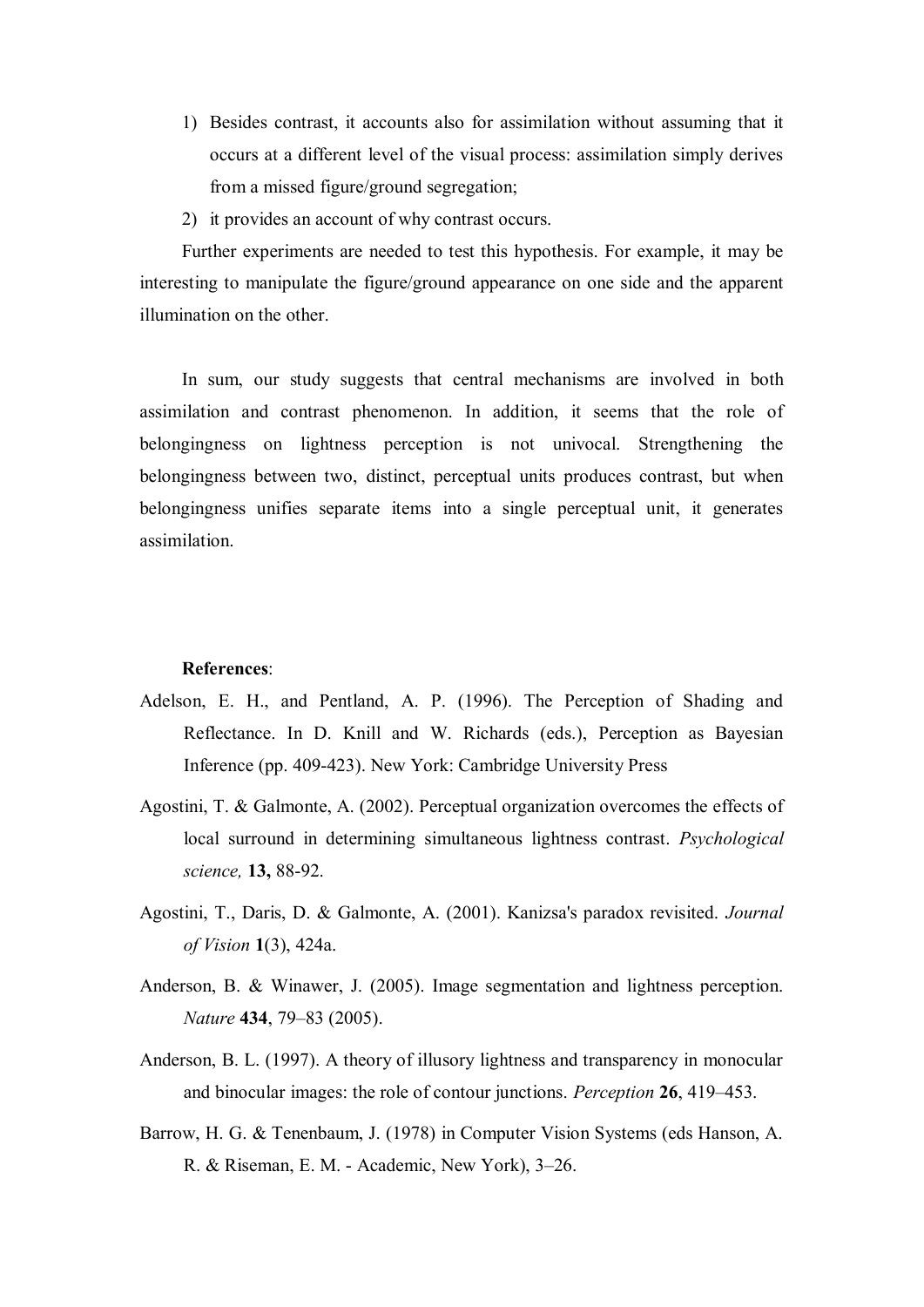1) Besides contrast, it accounts also for assimilation without assuming that it occurs at a different level of the visual process: assimilation simply derives from a missed figure/ground segregation;
2) it provides an account of why contrast occurs.

Further experiments are needed to test this hypothesis. For example, it may be interesting to manipulate the figure/ground appearance on one side and the apparent illumination on the other.

In sum, our study suggests that central mechanisms are involved in both assimilation and contrast phenomenon. In addition, it seems that the role of belongingness on lightness perception is not univocal. Strengthening the belongingness between two, distinct, perceptual units produces contrast, but when belongingness unifies separate items into a single perceptual unit, it generates assimilation.

**References**:

Adelson, E. H., and Pentland, A. P. (1996). The Perception of Shading and Reflectance. In D. Knill and W. Richards (eds.), Perception as Bayesian Inference (pp. 409-423). New York: Cambridge University Press

Agostini, T. & Galmonte, A. (2002). Perceptual organization overcomes the effects of local surround in determining simultaneous lightness contrast. *Psychological science,* **13,** 88-92.

Agostini, T., Daris, D. & Galmonte, A. (2001). Kanizsa's paradox revisited. *Journal of Vision* **1**(3), 424a.

Anderson, B. & Winawer, J. (2005). Image segmentation and lightness perception. *Nature* **434**, 79–83 (2005).

Anderson, B. L. (1997). A theory of illusory lightness and transparency in monocular and binocular images: the role of contour junctions. *Perception* **26**, 419–453.

Barrow, H. G. & Tenenbaum, J. (1978) in Computer Vision Systems (eds Hanson, A. R. & Riseman, E. M. - Academic, New York), 3–26.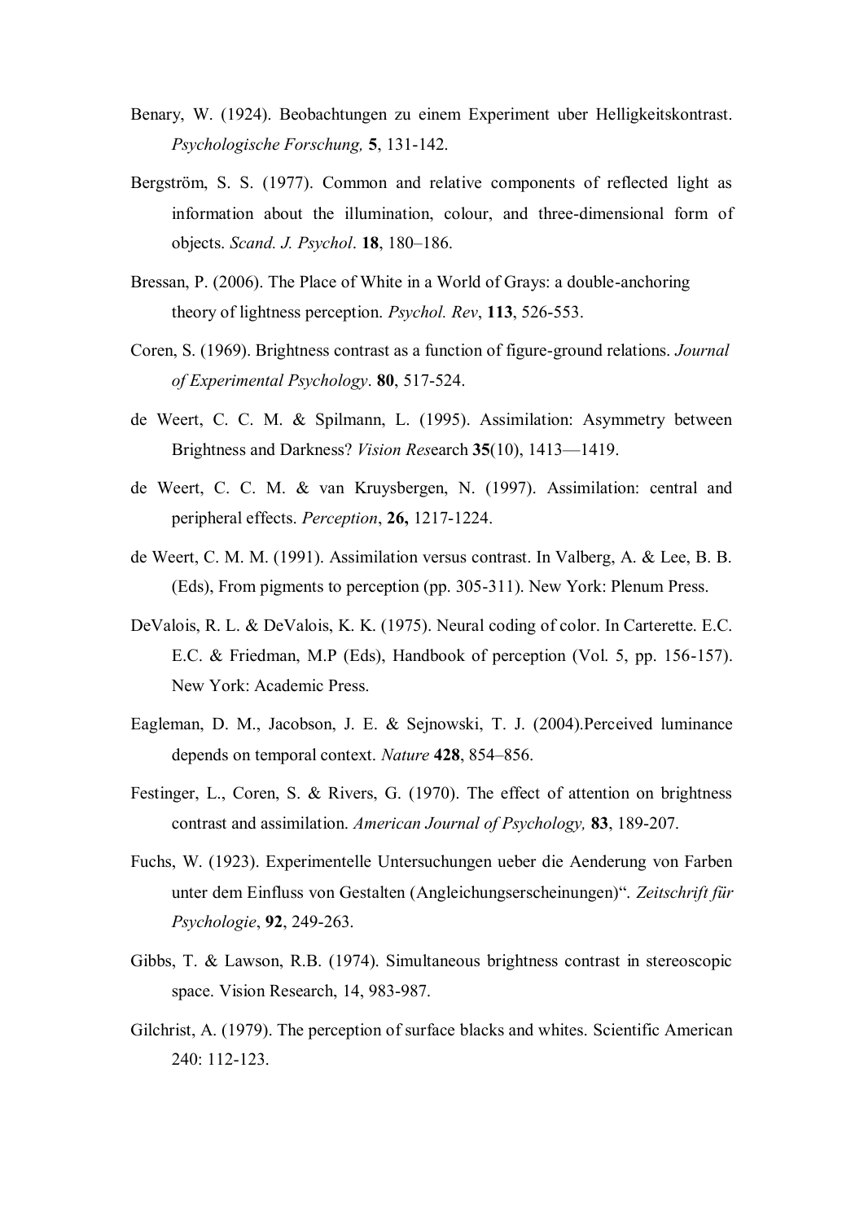Benary, W. (1924). Beobachtungen zu einem Experiment uber Helligkeitskontrast. *Psychologische Forschung,* **5**, 131-142.

Bergström, S. S. (1977). Common and relative components of reflected light as information about the illumination, colour, and three-dimensional form of objects. *Scand. J. Psychol*. **18**, 180–186.

Bressan, P. (2006). The Place of White in a World of Grays: a double-anchoring theory of lightness perception. *Psychol. Rev*, **113**, 526-553.

Coren, S. (1969). Brightness contrast as a function of figure-ground relations. *Journal of Experimental Psychology*. **80**, 517-524.

de Weert, C. C. M. & Spilmann, L. (1995). Assimilation: Asymmetry between Brightness and Darkness? *Vision Res*earch **35**(10), 1413—1419.

de Weert, C. C. M. & van Kruysbergen, N. (1997). Assimilation: central and peripheral effects. *Perception*, **26,** 1217-1224.

de Weert, C. M. M. (1991). Assimilation versus contrast. In Valberg, A. & Lee, B. B. (Eds), From pigments to perception (pp. 305-311). New York: Plenum Press.

DeValois, R. L. & DeValois, K. K. (1975). Neural coding of color. In Carterette. E.C. E.C. & Friedman, M.P (Eds), Handbook of perception (Vol. 5, pp. 156-157). New York: Academic Press.

Eagleman, D. M., Jacobson, J. E. & Sejnowski, T. J. (2004).Perceived luminance depends on temporal context. *Nature* **428**, 854–856.

Festinger, L., Coren, S. & Rivers, G. (1970). The effect of attention on brightness contrast and assimilation. *American Journal of Psychology,* **83**, 189-207.

Fuchs, W. (1923). Experimentelle Untersuchungen ueber die Aenderung von Farben unter dem Einfluss von Gestalten (Angleichungserscheinungen)". *Zeitschrift für Psychologie*, **92**, 249-263.

Gibbs, T. & Lawson, R.B. (1974). Simultaneous brightness contrast in stereoscopic space. Vision Research, 14, 983-987.

Gilchrist, A. (1979). The perception of surface blacks and whites. Scientific American 240: 112-123.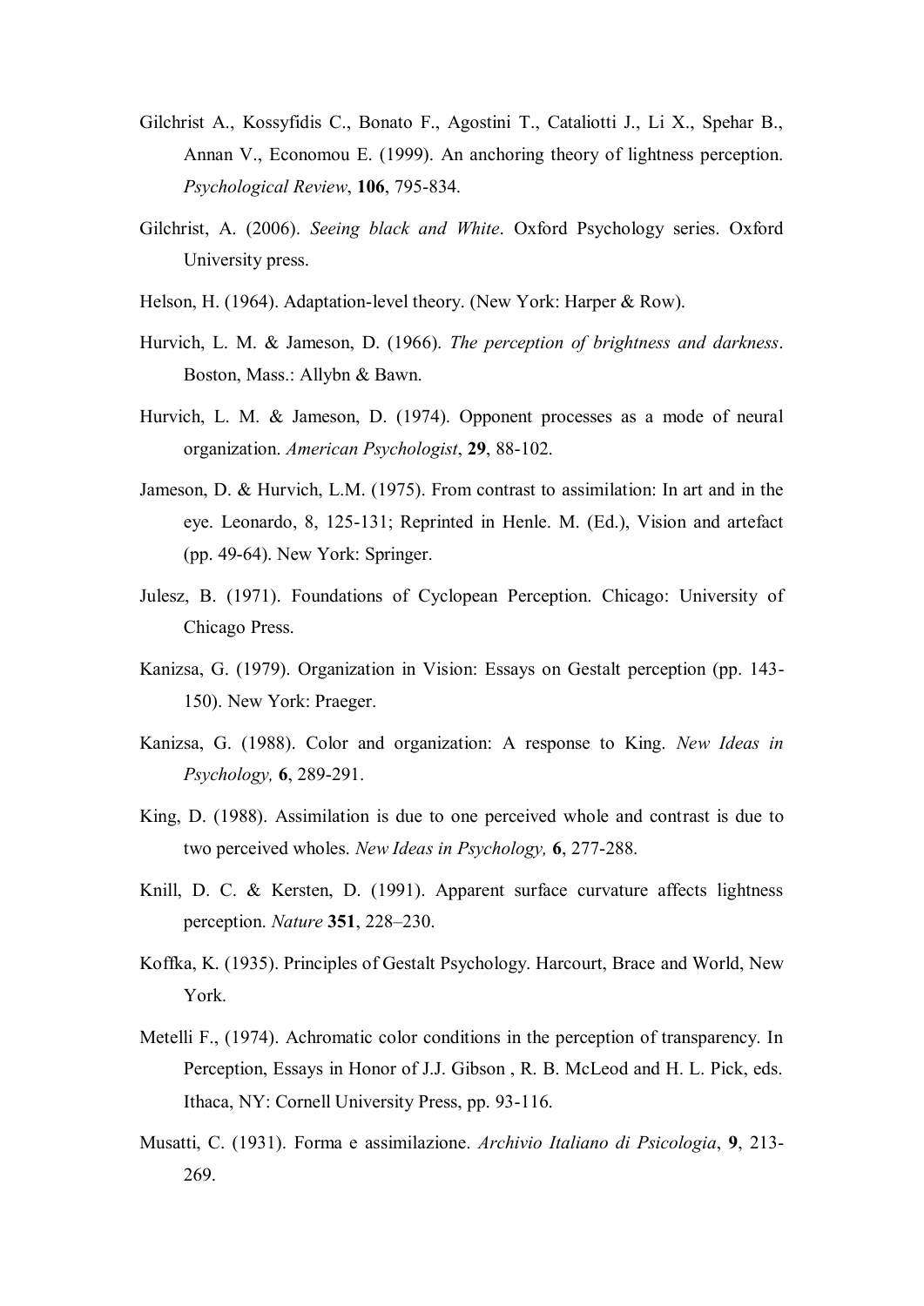Gilchrist A., Kossyfidis C., Bonato F., Agostini T., Cataliotti J., Li X., Spehar B., Annan V., Economou E. (1999). An anchoring theory of lightness perception. *Psychological Review*, **106**, 795-834.

Gilchrist, A. (2006). *Seeing black and White*. Oxford Psychology series. Oxford University press.

Helson, H. (1964). Adaptation-level theory. (New York: Harper & Row).

Hurvich, L. M. & Jameson, D. (1966). *The perception of brightness and darkness*. Boston, Mass.: Allybn & Bawn.

Hurvich, L. M. & Jameson, D. (1974). Opponent processes as a mode of neural organization. *American Psychologist*, **29**, 88-102.

Jameson, D. & Hurvich, L.M. (1975). From contrast to assimilation: In art and in the eye. Leonardo, 8, 125-131; Reprinted in Henle. M. (Ed.), Vision and artefact (pp. 49-64). New York: Springer.

Julesz, B. (1971). Foundations of Cyclopean Perception. Chicago: University of Chicago Press.

Kanizsa, G. (1979). Organization in Vision: Essays on Gestalt perception (pp. 143-150). New York: Praeger.

Kanizsa, G. (1988). Color and organization: A response to King. *New Ideas in Psychology,* **6**, 289-291.

King, D. (1988). Assimilation is due to one perceived whole and contrast is due to two perceived wholes. *New Ideas in Psychology,* **6**, 277-288.

Knill, D. C. & Kersten, D. (1991). Apparent surface curvature affects lightness perception. *Nature* **351**, 228–230.

Koffka, K. (1935). Principles of Gestalt Psychology. Harcourt, Brace and World, New York.

Metelli F., (1974). Achromatic color conditions in the perception of transparency. In Perception, Essays in Honor of J.J. Gibson , R. B. McLeod and H. L. Pick, eds. Ithaca, NY: Cornell University Press, pp. 93-116.

Musatti, C. (1931). Forma e assimilazione. *Archivio Italiano di Psicologia*, **9**, 213-269.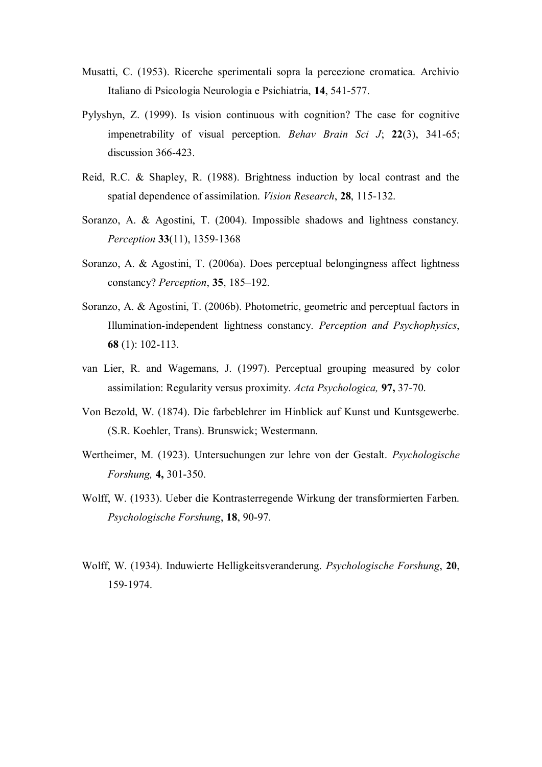Musatti, C. (1953). Ricerche sperimentali sopra la percezione cromatica. Archivio Italiano di Psicologia Neurologia e Psichiatria, **14**, 541-577.

Pylyshyn, Z. (1999). Is vision continuous with cognition? The case for cognitive impenetrability of visual perception. *Behav Brain Sci J*; **22**(3), 341-65; discussion 366-423.

Reid, R.C. & Shapley, R. (1988). Brightness induction by local contrast and the spatial dependence of assimilation. *Vision Research*, **28**, 115-132.

Soranzo, A. & Agostini, T. (2004). Impossible shadows and lightness constancy. *Perception* **33**(11), 1359-1368

Soranzo, A. & Agostini, T. (2006a). Does perceptual belongingness affect lightness constancy? *Perception*, **35**, 185–192.

Soranzo, A. & Agostini, T. (2006b). Photometric, geometric and perceptual factors in Illumination-independent lightness constancy. *Perception and Psychophysics*, **68** (1): 102-113.

van Lier, R. and Wagemans, J. (1997). Perceptual grouping measured by color assimilation: Regularity versus proximity. *Acta Psychologica,* **97,** 37-70.

Von Bezold, W. (1874). Die farbeblehrer im Hinblick auf Kunst und Kuntsgewerbe. (S.R. Koehler, Trans). Brunswick; Westermann.

Wertheimer, M. (1923). Untersuchungen zur lehre von der Gestalt. *Psychologische Forshung,* **4,** 301-350.

Wolff, W. (1933). Ueber die Kontrasterregende Wirkung der transformierten Farben. *Psychologische Forshung*, **18**, 90-97.

Wolff, W. (1934). Induwierte Helligkeitsveranderung. *Psychologische Forshung*, **20**, 159-1974.